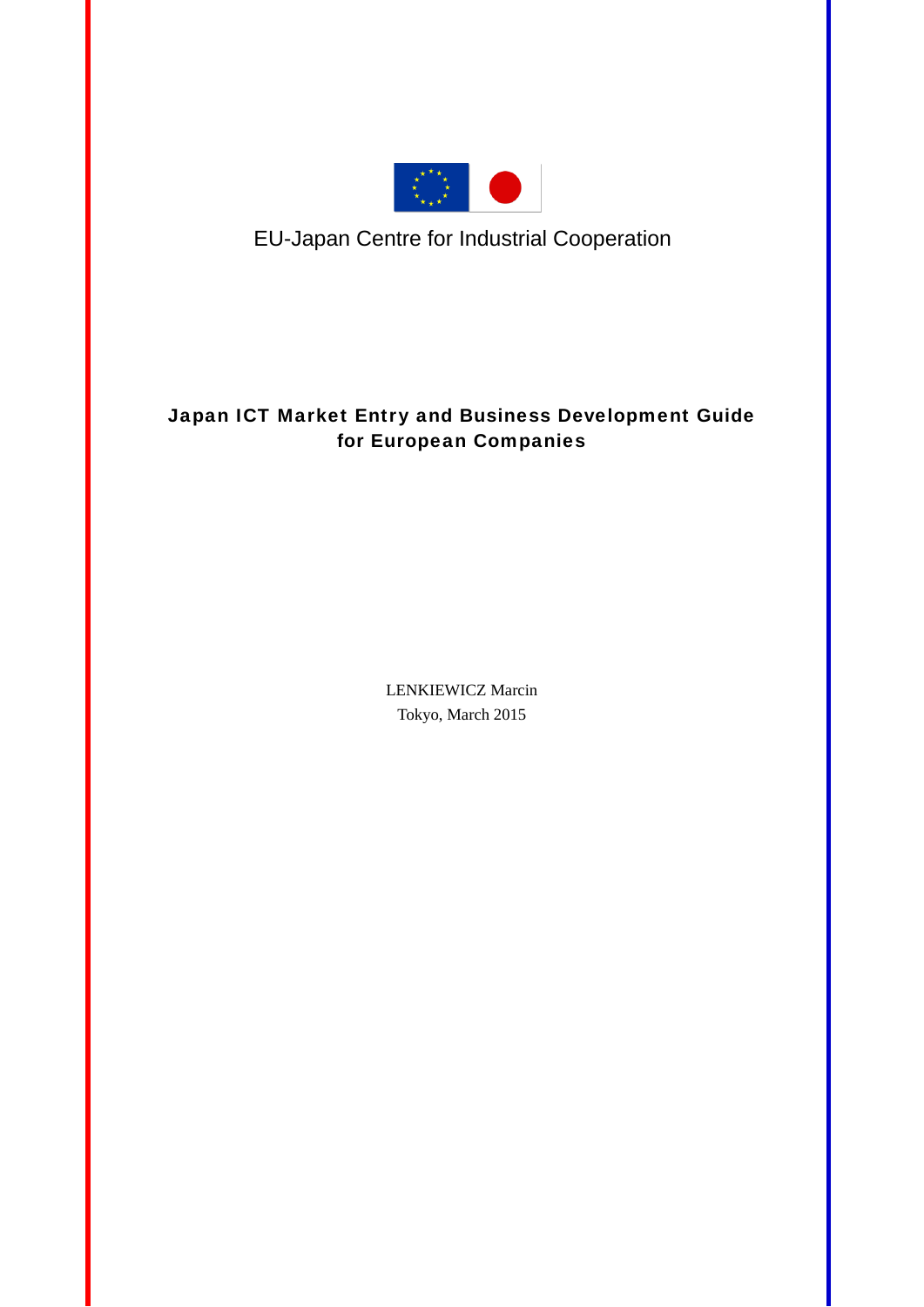EU-Japan Centre for Industrial Cooperation

# Japan ICT Market Entry and Business Development Guide for European Companies

LENKIEWICZ Marcin

Tokyo, March 2015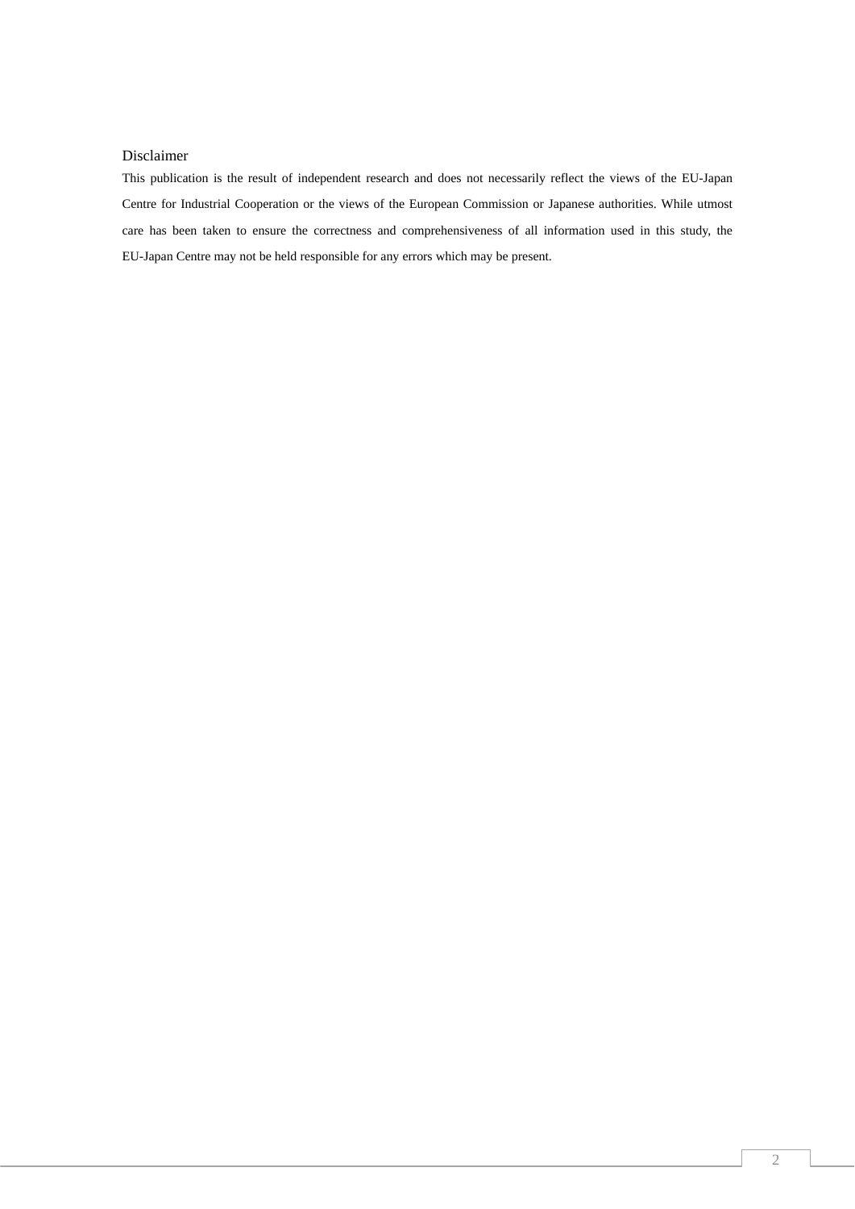## Disclaimer

This publication is the result of independent research and does not necessarily reflect the views of the EU-Japan Centre for Industrial Cooperation or the views of the European Commission or Japanese authorities. While utmost care has been taken to ensure the correctness and comprehensiveness of all information used in this study, the EU-Japan Centre may not be held responsible for any errors which may be present.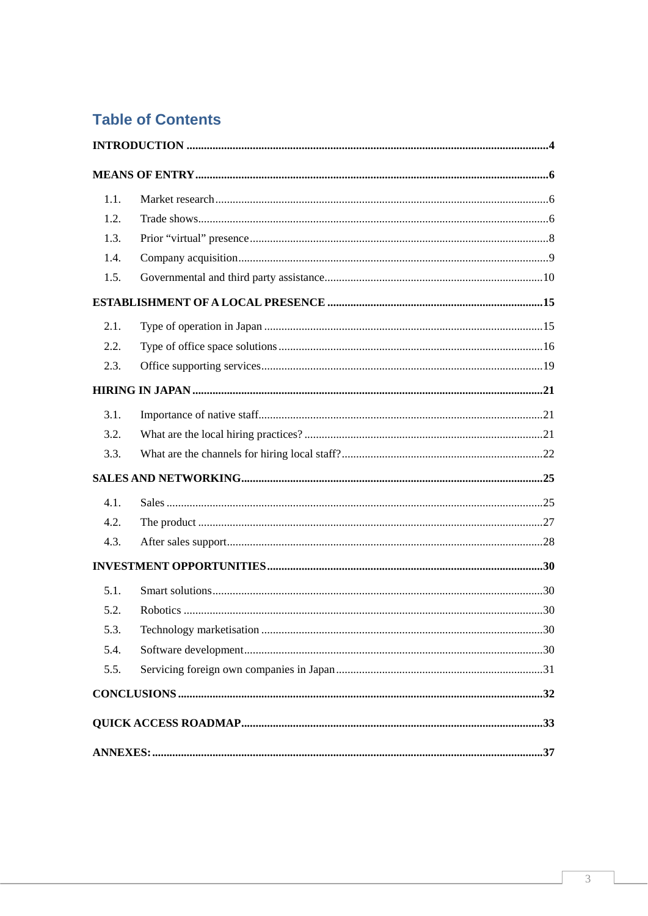# Table of Contents

**INTRODUCTION** .......... **4**

**MEANS OF ENTRY** .......... **6**

1.1. Market research .......... 6
1.2. Trade shows .......... 6
1.3. Prior "virtual" presence .......... 8
1.4. Company acquisition .......... 9
1.5. Governmental and third party assistance .......... 10

**ESTABLISHMENT OF A LOCAL PRESENCE** .......... **15**

2.1. Type of operation in Japan .......... 15
2.2. Type of office space solutions .......... 16
2.3. Office supporting services .......... 19

**HIRING IN JAPAN** .......... **21**

3.1. Importance of native staff .......... 21
3.2. What are the local hiring practices? .......... 21
3.3. What are the channels for hiring local staff? .......... 22

**SALES AND NETWORKING** .......... **25**

4.1. Sales .......... 25
4.2. The product .......... 27
4.3. After sales support .......... 28

**INVESTMENT OPPORTUNITIES** .......... **30**

5.1. Smart solutions .......... 30
5.2. Robotics .......... 30
5.3. Technology marketisation .......... 30
5.4. Software development .......... 30
5.5. Servicing foreign own companies in Japan .......... 31

**CONCLUSIONS** .......... **32**

**QUICK ACCESS ROADMAP** .......... **33**

**ANNEXES:** .......... **37**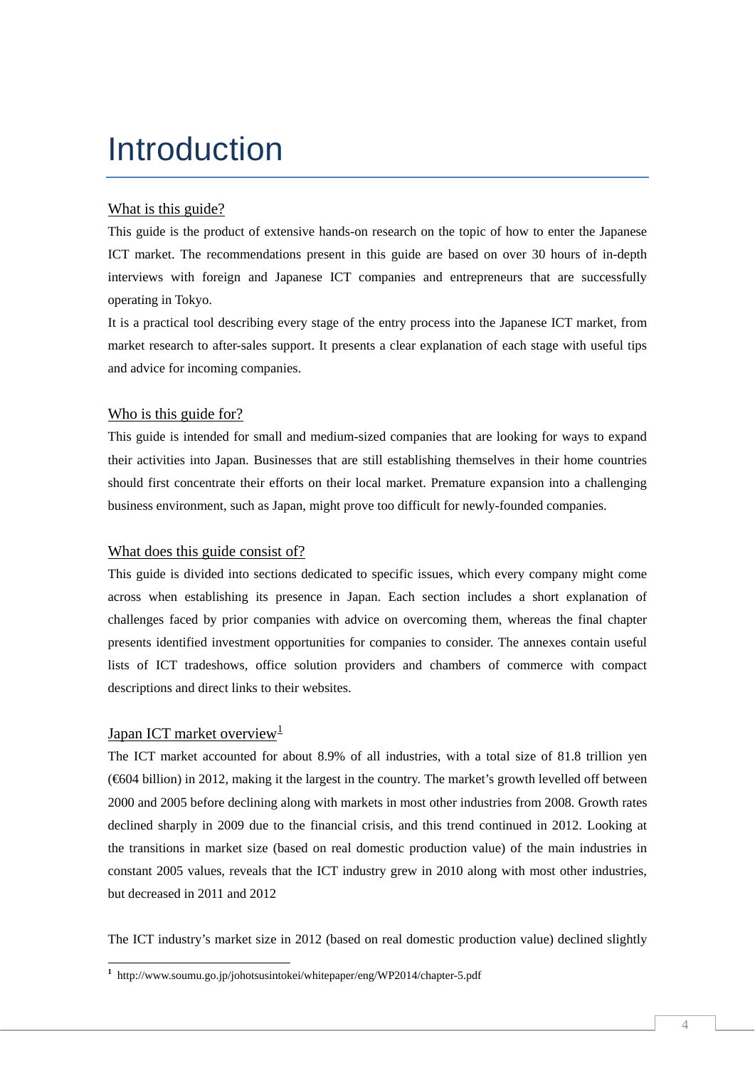# Introduction

## What is this guide?

This guide is the product of extensive hands-on research on the topic of how to enter the Japanese ICT market. The recommendations present in this guide are based on over 30 hours of in-depth interviews with foreign and Japanese ICT companies and entrepreneurs that are successfully operating in Tokyo.

It is a practical tool describing every stage of the entry process into the Japanese ICT market, from market research to after-sales support. It presents a clear explanation of each stage with useful tips and advice for incoming companies.

## Who is this guide for?

This guide is intended for small and medium-sized companies that are looking for ways to expand their activities into Japan. Businesses that are still establishing themselves in their home countries should first concentrate their efforts on their local market. Premature expansion into a challenging business environment, such as Japan, might prove too difficult for newly-founded companies.

## What does this guide consist of?

This guide is divided into sections dedicated to specific issues, which every company might come across when establishing its presence in Japan. Each section includes a short explanation of challenges faced by prior companies with advice on overcoming them, whereas the final chapter presents identified investment opportunities for companies to consider. The annexes contain useful lists of ICT tradeshows, office solution providers and chambers of commerce with compact descriptions and direct links to their websites.

## Japan ICT market overview[1]

The ICT market accounted for about 8.9% of all industries, with a total size of 81.8 trillion yen (€604 billion) in 2012, making it the largest in the country. The market's growth levelled off between 2000 and 2005 before declining along with markets in most other industries from 2008. Growth rates declined sharply in 2009 due to the financial crisis, and this trend continued in 2012. Looking at the transitions in market size (based on real domestic production value) of the main industries in constant 2005 values, reveals that the ICT industry grew in 2010 along with most other industries, but decreased in 2011 and 2012

The ICT industry's market size in 2012 (based on real domestic production value) declined slightly

[1] http://www.soumu.go.jp/johotsusintokei/whitepaper/eng/WP2014/chapter-5.pdf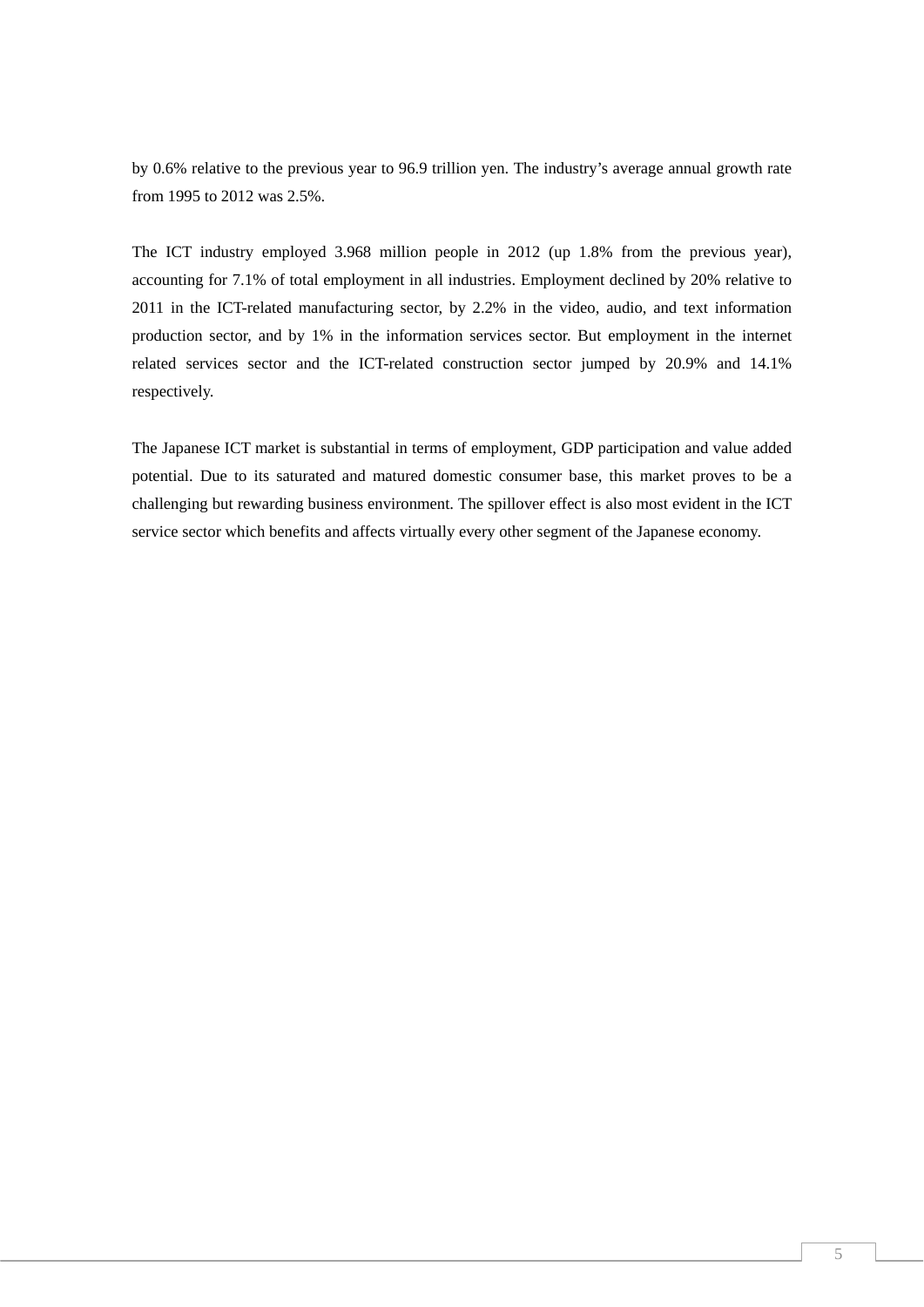by 0.6% relative to the previous year to 96.9 trillion yen. The industry's average annual growth rate from 1995 to 2012 was 2.5%.

The ICT industry employed 3.968 million people in 2012 (up 1.8% from the previous year), accounting for 7.1% of total employment in all industries. Employment declined by 20% relative to 2011 in the ICT-related manufacturing sector, by 2.2% in the video, audio, and text information production sector, and by 1% in the information services sector. But employment in the internet related services sector and the ICT-related construction sector jumped by 20.9% and 14.1% respectively.

The Japanese ICT market is substantial in terms of employment, GDP participation and value added potential. Due to its saturated and matured domestic consumer base, this market proves to be a challenging but rewarding business environment. The spillover effect is also most evident in the ICT service sector which benefits and affects virtually every other segment of the Japanese economy.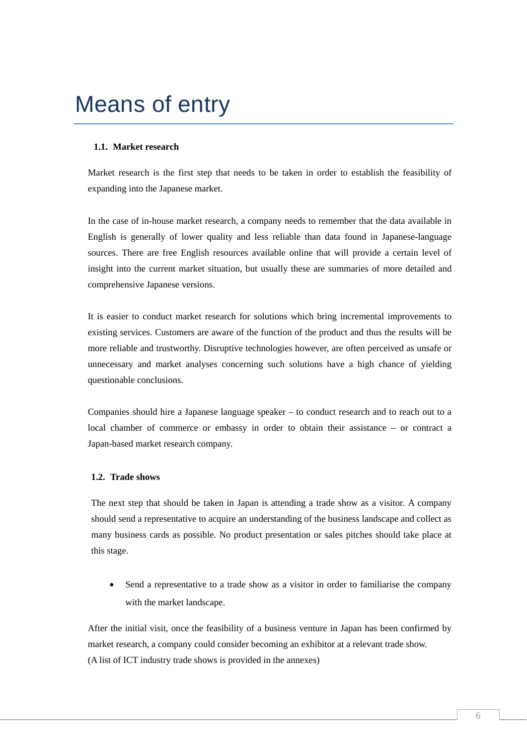# Means of entry

### 1.1. Market research

Market research is the first step that needs to be taken in order to establish the feasibility of expanding into the Japanese market.

In the case of in-house market research, a company needs to remember that the data available in English is generally of lower quality and less reliable than data found in Japanese-language sources. There are free English resources available online that will provide a certain level of insight into the current market situation, but usually these are summaries of more detailed and comprehensive Japanese versions.

It is easier to conduct market research for solutions which bring incremental improvements to existing services. Customers are aware of the function of the product and thus the results will be more reliable and trustworthy. Disruptive technologies however, are often perceived as unsafe or unnecessary and market analyses concerning such solutions have a high chance of yielding questionable conclusions.

Companies should hire a Japanese language speaker – to conduct research and to reach out to a local chamber of commerce or embassy in order to obtain their assistance – or contract a Japan-based market research company.

### 1.2. Trade shows

The next step that should be taken in Japan is attending a trade show as a visitor. A company should send a representative to acquire an understanding of the business landscape and collect as many business cards as possible. No product presentation or sales pitches should take place at this stage.

- Send a representative to a trade show as a visitor in order to familiarise the company with the market landscape.

After the initial visit, once the feasibility of a business venture in Japan has been confirmed by market research, a company could consider becoming an exhibitor at a relevant trade show.
(A list of ICT industry trade shows is provided in the annexes)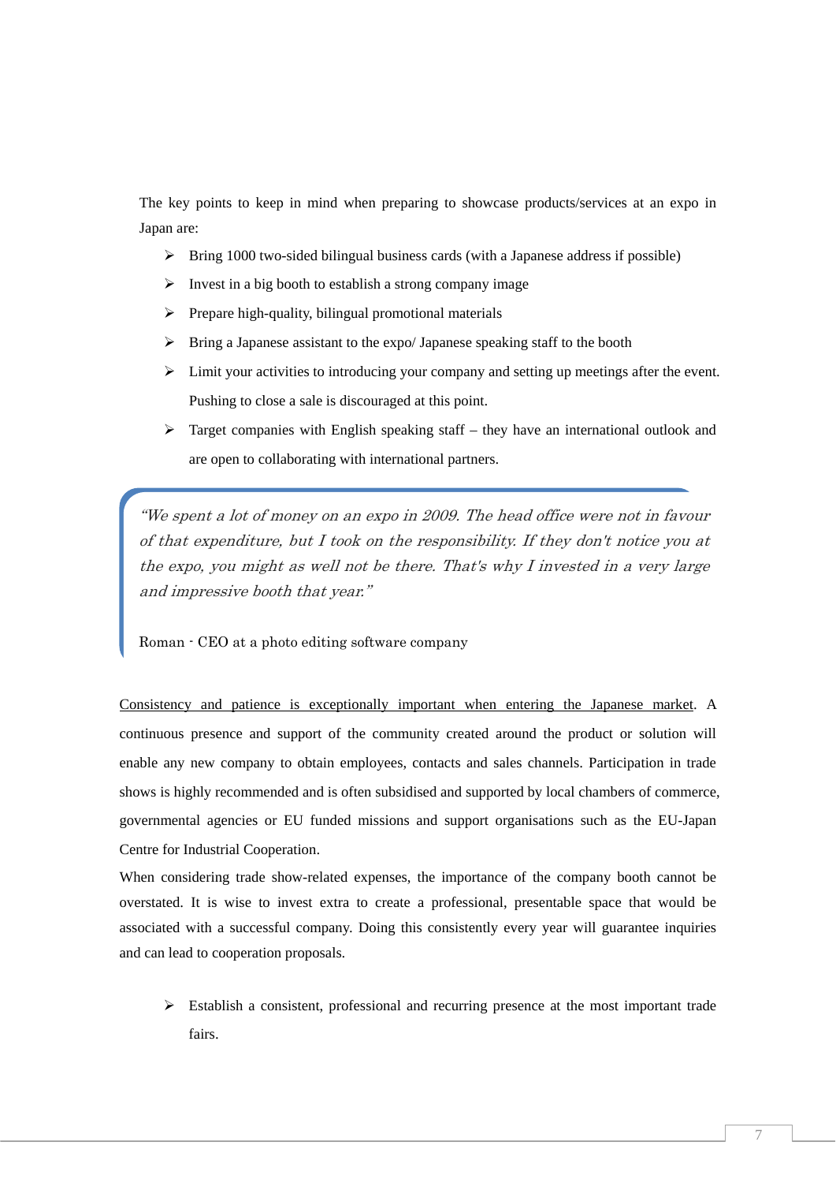The key points to keep in mind when preparing to showcase products/services at an expo in Japan are:

- Bring 1000 two-sided bilingual business cards (with a Japanese address if possible)
- Invest in a big booth to establish a strong company image
- Prepare high-quality, bilingual promotional materials
- Bring a Japanese assistant to the expo/ Japanese speaking staff to the booth
- Limit your activities to introducing your company and setting up meetings after the event. Pushing to close a sale is discouraged at this point.
- Target companies with English speaking staff – they have an international outlook and are open to collaborating with international partners.

> *"We spent a lot of money on an expo in 2009. The head office were not in favour of that expenditure, but I took on the responsibility. If they don't notice you at the expo, you might as well not be there. That's why I invested in a very large and impressive booth that year."*
>
> Roman - CEO at a photo editing software company

<u>Consistency and patience is exceptionally important when entering the Japanese market</u>. A continuous presence and support of the community created around the product or solution will enable any new company to obtain employees, contacts and sales channels. Participation in trade shows is highly recommended and is often subsidised and supported by local chambers of commerce, governmental agencies or EU funded missions and support organisations such as the EU-Japan Centre for Industrial Cooperation.

When considering trade show-related expenses, the importance of the company booth cannot be overstated. It is wise to invest extra to create a professional, presentable space that would be associated with a successful company. Doing this consistently every year will guarantee inquiries and can lead to cooperation proposals.

- Establish a consistent, professional and recurring presence at the most important trade fairs.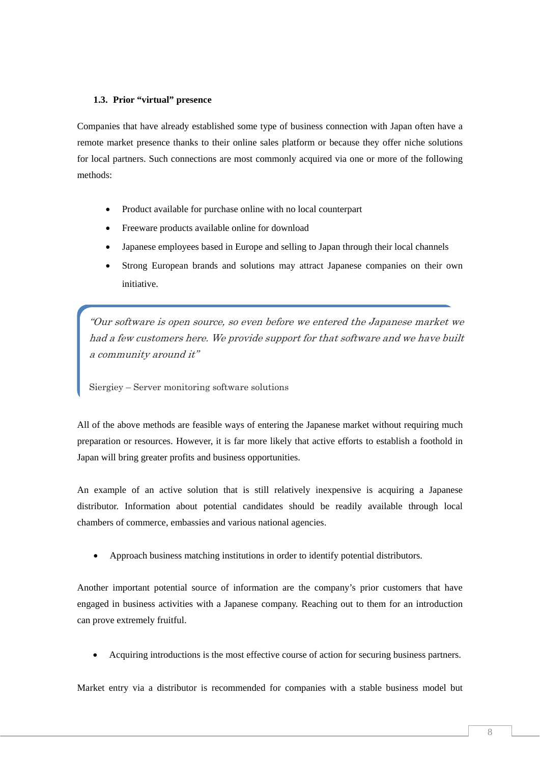### 1.3. Prior "virtual" presence

Companies that have already established some type of business connection with Japan often have a remote market presence thanks to their online sales platform or because they offer niche solutions for local partners. Such connections are most commonly acquired via one or more of the following methods:

- Product available for purchase online with no local counterpart
- Freeware products available online for download
- Japanese employees based in Europe and selling to Japan through their local channels
- Strong European brands and solutions may attract Japanese companies on their own initiative.

> *"Our software is open source, so even before we entered the Japanese market we had a few customers here. We provide support for that software and we have built a community around it"*
>
> Siergiey – Server monitoring software solutions

All of the above methods are feasible ways of entering the Japanese market without requiring much preparation or resources. However, it is far more likely that active efforts to establish a foothold in Japan will bring greater profits and business opportunities.

An example of an active solution that is still relatively inexpensive is acquiring a Japanese distributor. Information about potential candidates should be readily available through local chambers of commerce, embassies and various national agencies.

- Approach business matching institutions in order to identify potential distributors.

Another important potential source of information are the company's prior customers that have engaged in business activities with a Japanese company. Reaching out to them for an introduction can prove extremely fruitful.

- Acquiring introductions is the most effective course of action for securing business partners.

Market entry via a distributor is recommended for companies with a stable business model but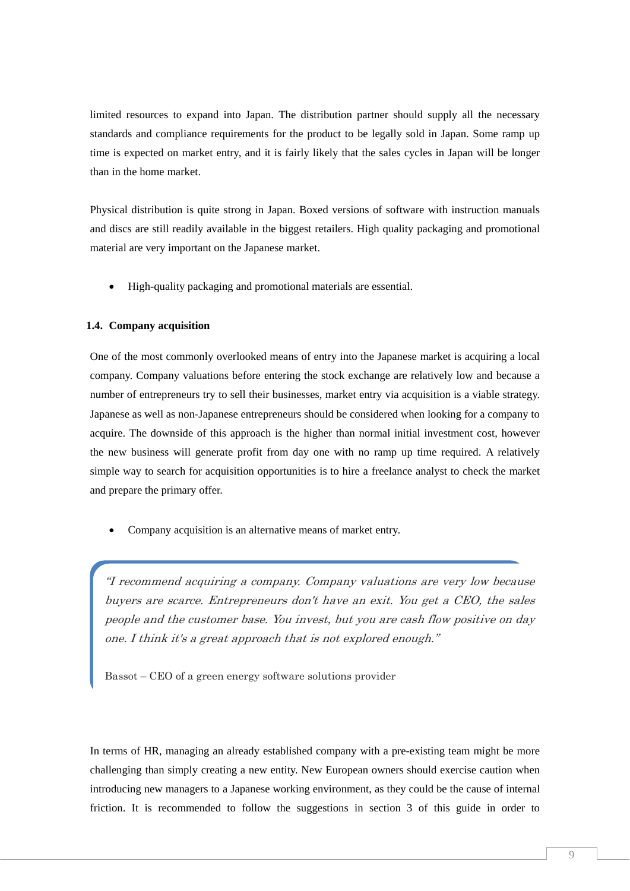limited resources to expand into Japan. The distribution partner should supply all the necessary standards and compliance requirements for the product to be legally sold in Japan. Some ramp up time is expected on market entry, and it is fairly likely that the sales cycles in Japan will be longer than in the home market.

Physical distribution is quite strong in Japan. Boxed versions of software with instruction manuals and discs are still readily available in the biggest retailers. High quality packaging and promotional material are very important on the Japanese market.

- High-quality packaging and promotional materials are essential.

### 1.4. Company acquisition

One of the most commonly overlooked means of entry into the Japanese market is acquiring a local company. Company valuations before entering the stock exchange are relatively low and because a number of entrepreneurs try to sell their businesses, market entry via acquisition is a viable strategy. Japanese as well as non-Japanese entrepreneurs should be considered when looking for a company to acquire. The downside of this approach is the higher than normal initial investment cost, however the new business will generate profit from day one with no ramp up time required. A relatively simple way to search for acquisition opportunities is to hire a freelance analyst to check the market and prepare the primary offer.

- Company acquisition is an alternative means of market entry.

> *"I recommend acquiring a company. Company valuations are very low because buyers are scarce. Entrepreneurs don't have an exit. You get a CEO, the sales people and the customer base. You invest, but you are cash flow positive on day one. I think it's a great approach that is not explored enough."*
>
> Bassot – CEO of a green energy software solutions provider

In terms of HR, managing an already established company with a pre-existing team might be more challenging than simply creating a new entity. New European owners should exercise caution when introducing new managers to a Japanese working environment, as they could be the cause of internal friction. It is recommended to follow the suggestions in section 3 of this guide in order to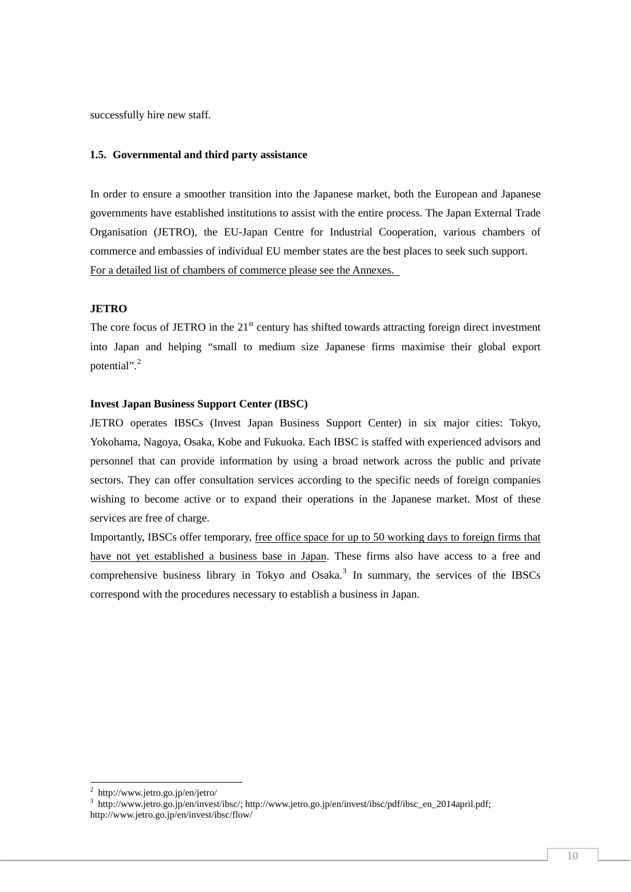successfully hire new staff.

### 1.5. Governmental and third party assistance

In order to ensure a smoother transition into the Japanese market, both the European and Japanese governments have established institutions to assist with the entire process. The Japan External Trade Organisation (JETRO), the EU-Japan Centre for Industrial Cooperation, various chambers of commerce and embassies of individual EU member states are the best places to seek such support.
For a detailed list of chambers of commerce please see the Annexes.

**JETRO**

The core focus of JETRO in the 21st century has shifted towards attracting foreign direct investment into Japan and helping "small to medium size Japanese firms maximise their global export potential".[2]

**Invest Japan Business Support Center (IBSC)**

JETRO operates IBSCs (Invest Japan Business Support Center) in six major cities: Tokyo, Yokohama, Nagoya, Osaka, Kobe and Fukuoka. Each IBSC is staffed with experienced advisors and personnel that can provide information by using a broad network across the public and private sectors. They can offer consultation services according to the specific needs of foreign companies wishing to become active or to expand their operations in the Japanese market. Most of these services are free of charge.

Importantly, IBSCs offer temporary, free office space for up to 50 working days to foreign firms that have not yet established a business base in Japan. These firms also have access to a free and comprehensive business library in Tokyo and Osaka.[3] In summary, the services of the IBSCs correspond with the procedures necessary to establish a business in Japan.

---

[2] http://www.jetro.go.jp/en/jetro/

[3] http://www.jetro.go.jp/en/invest/ibsc/; http://www.jetro.go.jp/en/invest/ibsc/pdf/ibsc_en_2014april.pdf; http://www.jetro.go.jp/en/invest/ibsc/flow/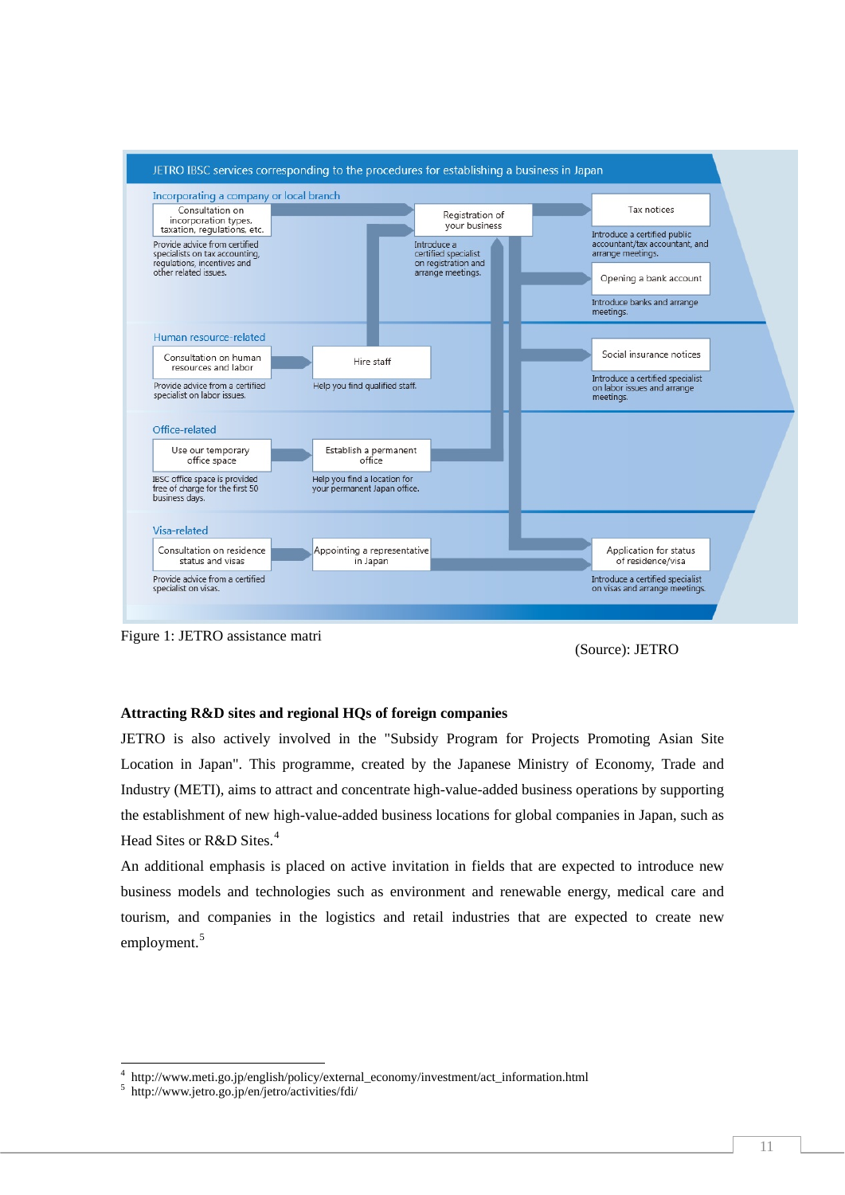JETRO IBSC services corresponding to the procedures for establishing a business in Japan

Incorporating a company or local branch

Consultation on incorporation types, taxation, regulations, etc.

Provide advice from certified specialists on tax accounting, regulations, incentives and other related issues.

Registration of your business

Introduce a certified specialist on registration and arrange meetings.

Tax notices

Introduce a certified public accountant/tax accountant, and arrange meetings.

Opening a bank account

Introduce banks and arrange meetings.

Human resource-related

Consultation on human resources and labor

Provide advice from a certified specialist on labor issues.

Hire staff

Help you find qualified staff.

Social insurance notices

Introduce a certified specialist on labor issues and arrange meetings.

Office-related

Use our temporary office space

IBSC office space is provided free of charge for the first 50 business days.

Establish a permanent office

Help you find a location for your permanent Japan office.

Visa-related

Consultation on residence status and visas

Provide advice from a certified specialist on visas.

Appointing a representative in Japan

Application for status of residence/visa

Introduce a certified specialist on visas and arrange meetings.

Figure 1: JETRO assistance matri

(Source): JETRO

**Attracting R&D sites and regional HQs of foreign companies**

JETRO is also actively involved in the "Subsidy Program for Projects Promoting Asian Site Location in Japan". This programme, created by the Japanese Ministry of Economy, Trade and Industry (METI), aims to attract and concentrate high-value-added business operations by supporting the establishment of new high-value-added business locations for global companies in Japan, such as Head Sites or R&D Sites.[4]

An additional emphasis is placed on active invitation in fields that are expected to introduce new business models and technologies such as environment and renewable energy, medical care and tourism, and companies in the logistics and retail industries that are expected to create new employment.[5]

---

[4] http://www.meti.go.jp/english/policy/external_economy/investment/act_information.html

[5] http://www.jetro.go.jp/en/jetro/activities/fdi/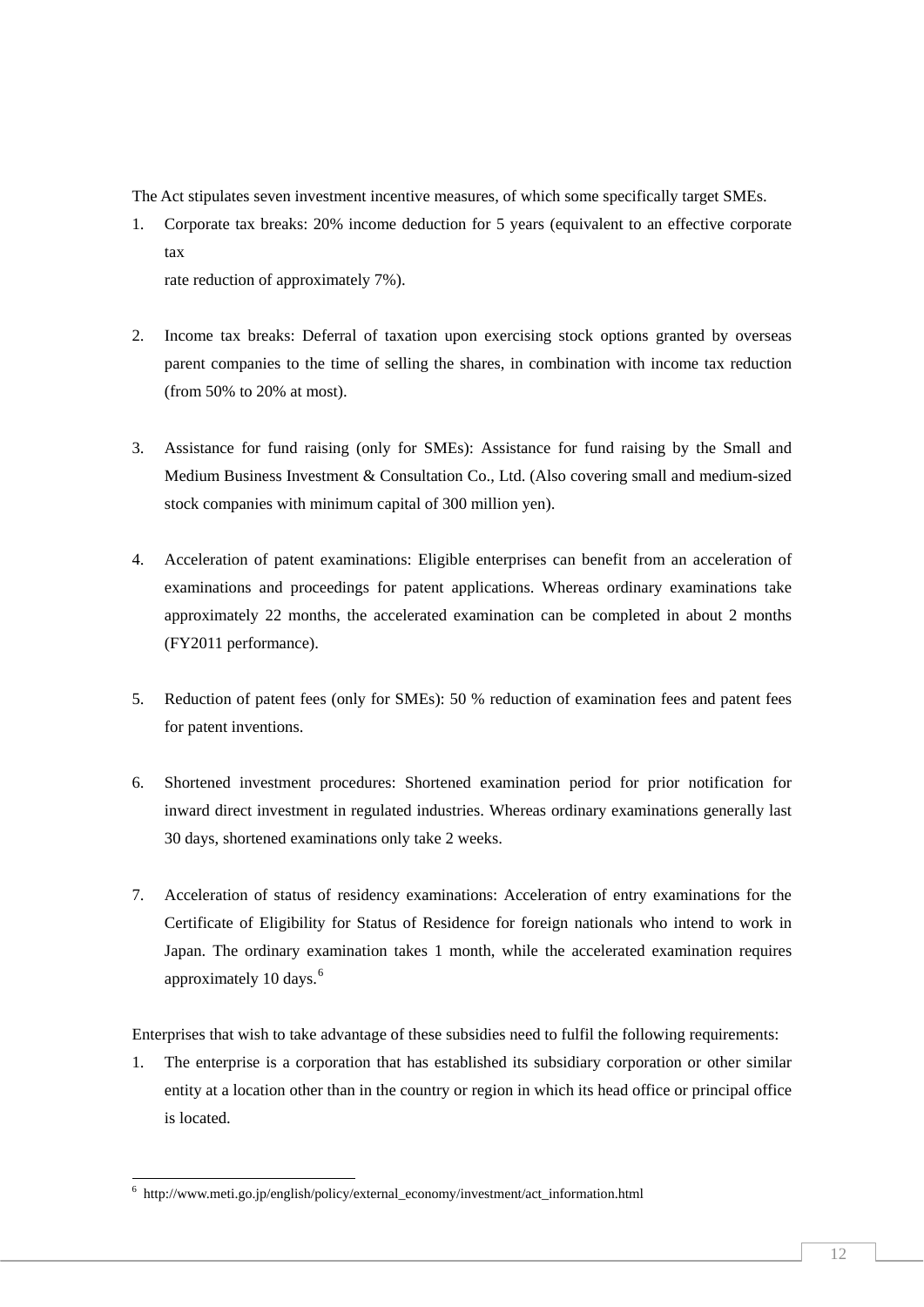The Act stipulates seven investment incentive measures, of which some specifically target SMEs.

1. Corporate tax breaks: 20% income deduction for 5 years (equivalent to an effective corporate tax rate reduction of approximately 7%).

2. Income tax breaks: Deferral of taxation upon exercising stock options granted by overseas parent companies to the time of selling the shares, in combination with income tax reduction (from 50% to 20% at most).

3. Assistance for fund raising (only for SMEs): Assistance for fund raising by the Small and Medium Business Investment & Consultation Co., Ltd. (Also covering small and medium-sized stock companies with minimum capital of 300 million yen).

4. Acceleration of patent examinations: Eligible enterprises can benefit from an acceleration of examinations and proceedings for patent applications. Whereas ordinary examinations take approximately 22 months, the accelerated examination can be completed in about 2 months (FY2011 performance).

5. Reduction of patent fees (only for SMEs): 50 % reduction of examination fees and patent fees for patent inventions.

6. Shortened investment procedures: Shortened examination period for prior notification for inward direct investment in regulated industries. Whereas ordinary examinations generally last 30 days, shortened examinations only take 2 weeks.

7. Acceleration of status of residency examinations: Acceleration of entry examinations for the Certificate of Eligibility for Status of Residence for foreign nationals who intend to work in Japan. The ordinary examination takes 1 month, while the accelerated examination requires approximately 10 days.[6]

Enterprises that wish to take advantage of these subsidies need to fulfil the following requirements:

1. The enterprise is a corporation that has established its subsidiary corporation or other similar entity at a location other than in the country or region in which its head office or principal office is located.

[6] http://www.meti.go.jp/english/policy/external_economy/investment/act_information.html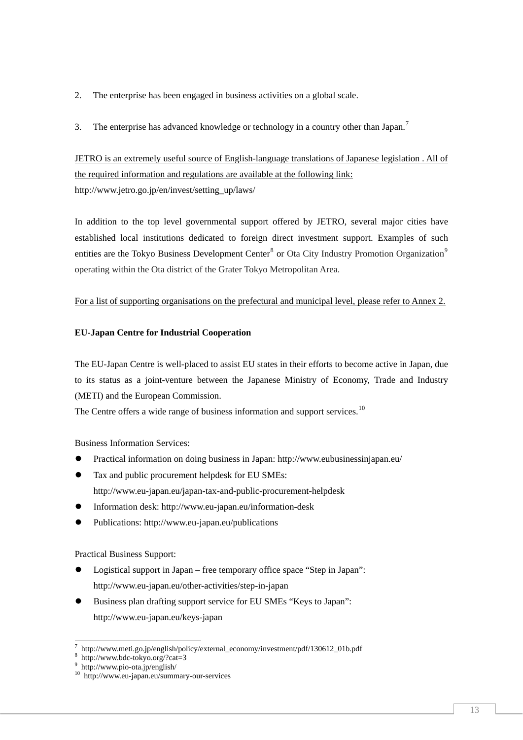2. The enterprise has been engaged in business activities on a global scale.

3. The enterprise has advanced knowledge or technology in a country other than Japan.[7]

JETRO is an extremely useful source of English-language translations of Japanese legislation . All of the required information and regulations are available at the following link: http://www.jetro.go.jp/en/invest/setting_up/laws/

In addition to the top level governmental support offered by JETRO, several major cities have established local institutions dedicated to foreign direct investment support. Examples of such entities are the Tokyo Business Development Center[8] or Ota City Industry Promotion Organization[9] operating within the Ota district of the Grater Tokyo Metropolitan Area.

For a list of supporting organisations on the prefectural and municipal level, please refer to Annex 2.

**EU-Japan Centre for Industrial Cooperation**

The EU-Japan Centre is well-placed to assist EU states in their efforts to become active in Japan, due to its status as a joint-venture between the Japanese Ministry of Economy, Trade and Industry (METI) and the European Commission.
The Centre offers a wide range of business information and support services.[10]

Business Information Services:

- Practical information on doing business in Japan: http://www.eubusinessinjapan.eu/
- Tax and public procurement helpdesk for EU SMEs: http://www.eu-japan.eu/japan-tax-and-public-procurement-helpdesk
- Information desk: http://www.eu-japan.eu/information-desk
- Publications: http://www.eu-japan.eu/publications

Practical Business Support:

- Logistical support in Japan – free temporary office space "Step in Japan": http://www.eu-japan.eu/other-activities/step-in-japan
- Business plan drafting support service for EU SMEs "Keys to Japan": http://www.eu-japan.eu/keys-japan

---

[7] http://www.meti.go.jp/english/policy/external_economy/investment/pdf/130612_01b.pdf
[8] http://www.bdc-tokyo.org/?cat=3
[9] http://www.pio-ota.jp/english/
[10] http://www.eu-japan.eu/summary-our-services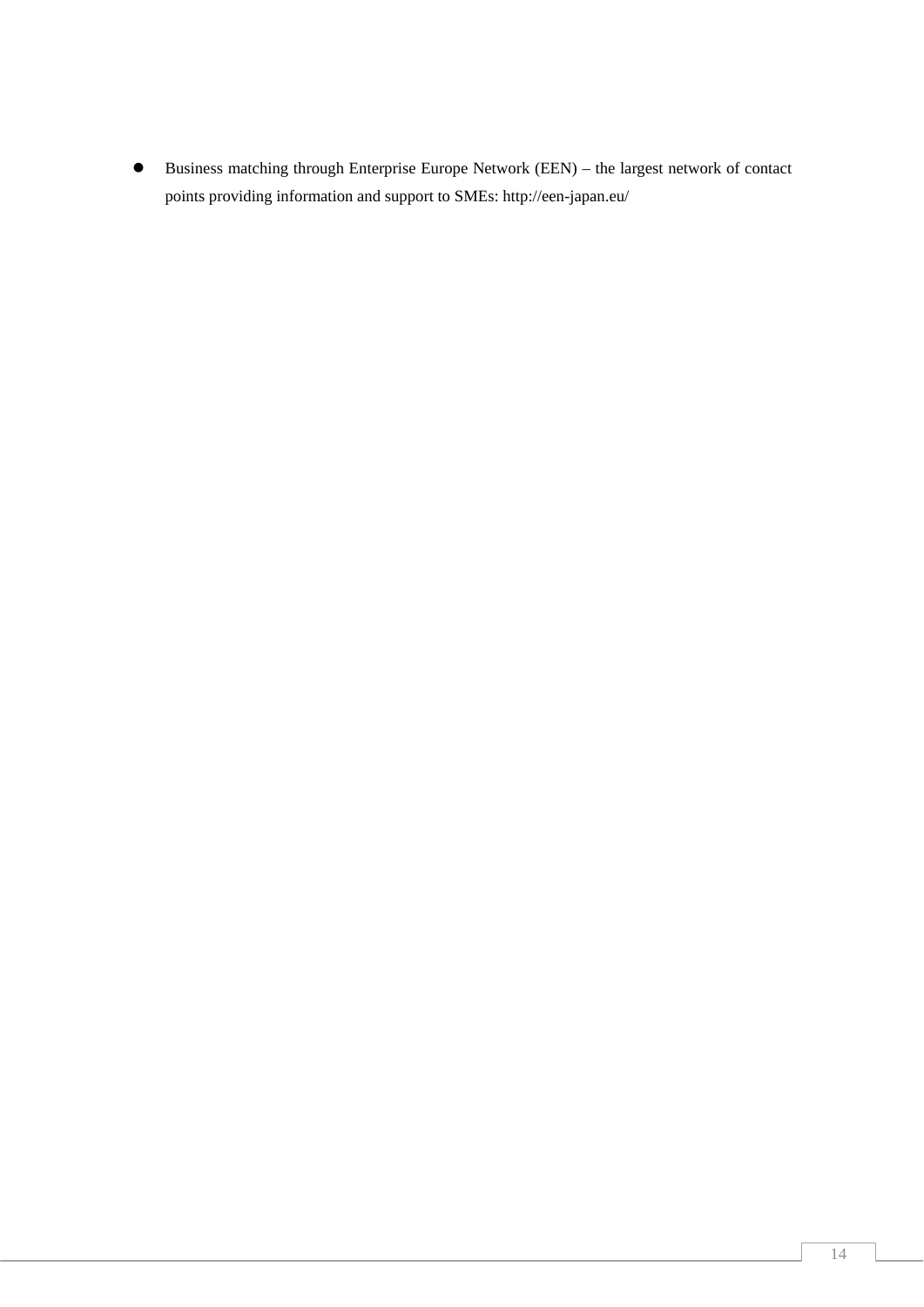- Business matching through Enterprise Europe Network (EEN) – the largest network of contact points providing information and support to SMEs: http://een-japan.eu/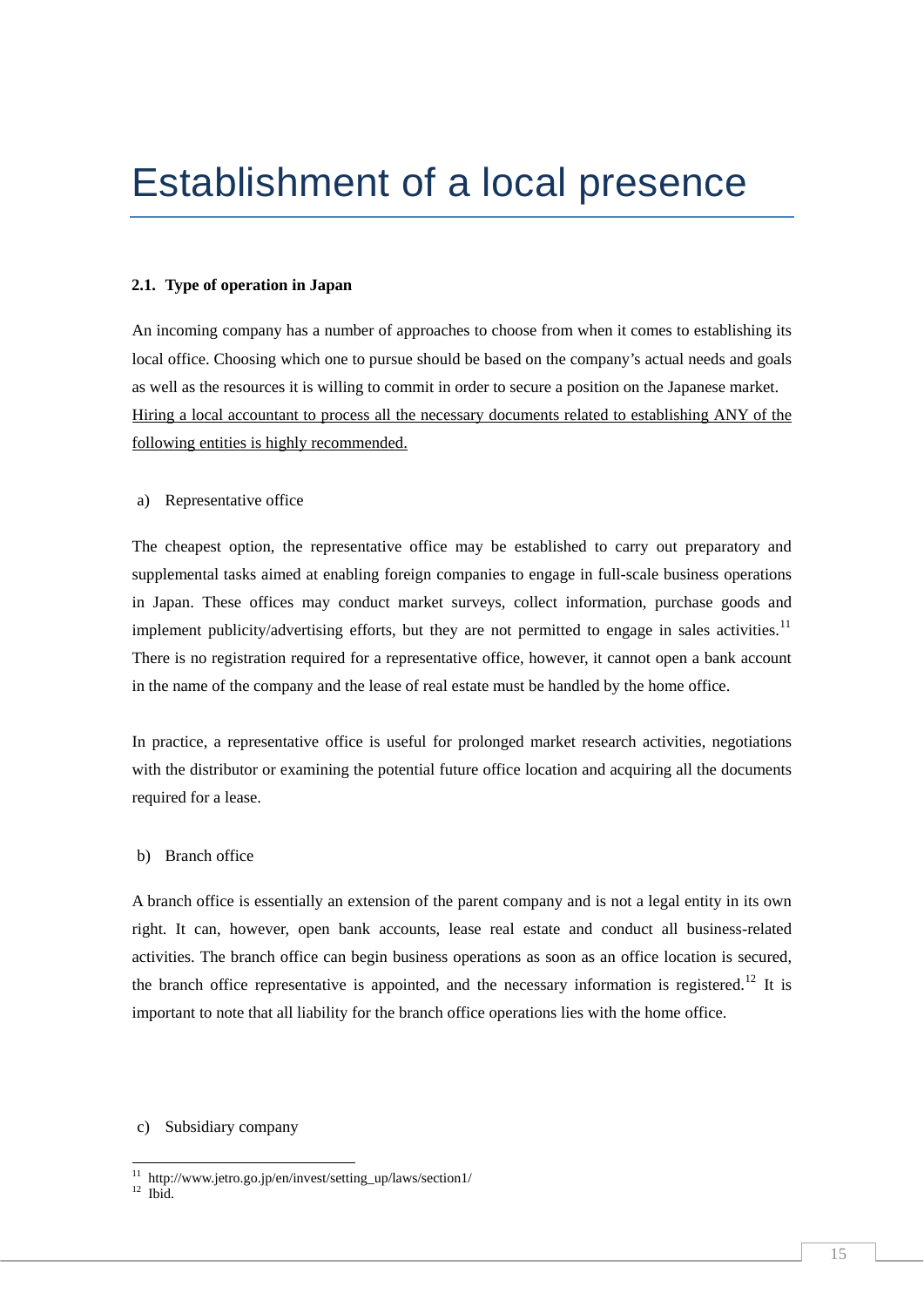# Establishment of a local presence

**2.1. Type of operation in Japan**

An incoming company has a number of approaches to choose from when it comes to establishing its local office. Choosing which one to pursue should be based on the company's actual needs and goals as well as the resources it is willing to commit in order to secure a position on the Japanese market. <u>Hiring a local accountant to process all the necessary documents related to establishing ANY of the following entities is highly recommended.</u>

a) Representative office

The cheapest option, the representative office may be established to carry out preparatory and supplemental tasks aimed at enabling foreign companies to engage in full-scale business operations in Japan. These offices may conduct market surveys, collect information, purchase goods and implement publicity/advertising efforts, but they are not permitted to engage in sales activities.[11] There is no registration required for a representative office, however, it cannot open a bank account in the name of the company and the lease of real estate must be handled by the home office.

In practice, a representative office is useful for prolonged market research activities, negotiations with the distributor or examining the potential future office location and acquiring all the documents required for a lease.

b) Branch office

A branch office is essentially an extension of the parent company and is not a legal entity in its own right. It can, however, open bank accounts, lease real estate and conduct all business-related activities. The branch office can begin business operations as soon as an office location is secured, the branch office representative is appointed, and the necessary information is registered.[12] It is important to note that all liability for the branch office operations lies with the home office.

c) Subsidiary company

[11] http://www.jetro.go.jp/en/invest/setting_up/laws/section1/
[12] Ibid.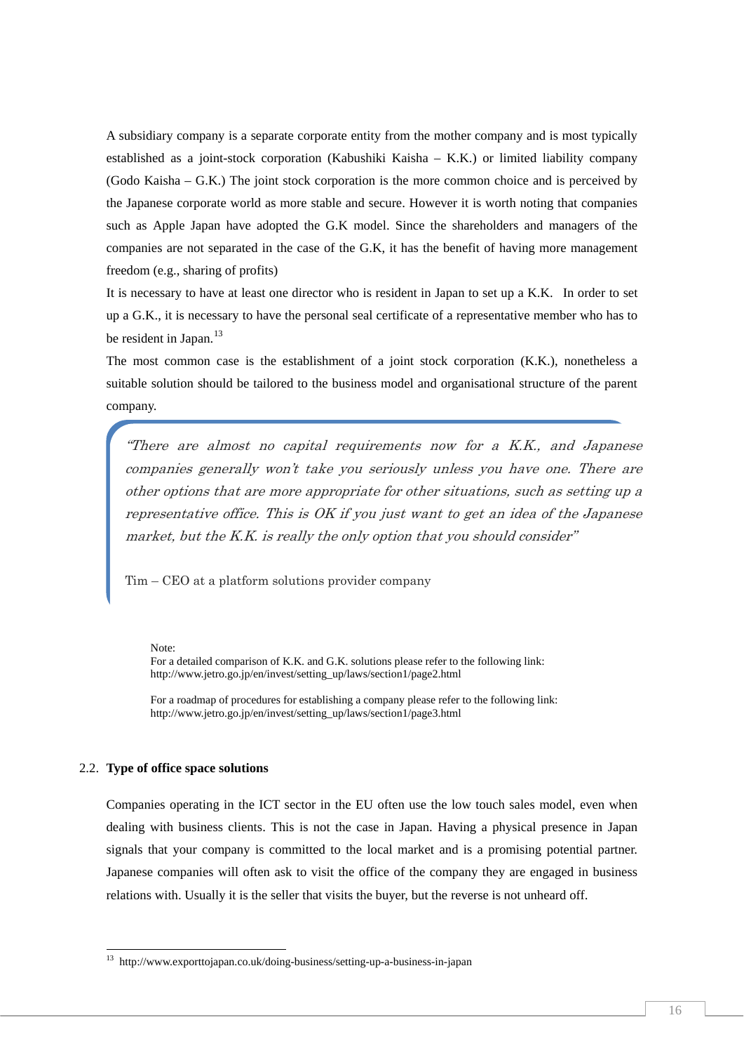A subsidiary company is a separate corporate entity from the mother company and is most typically established as a joint-stock corporation (Kabushiki Kaisha – K.K.) or limited liability company (Godo Kaisha – G.K.) The joint stock corporation is the more common choice and is perceived by the Japanese corporate world as more stable and secure. However it is worth noting that companies such as Apple Japan have adopted the G.K model. Since the shareholders and managers of the companies are not separated in the case of the G.K, it has the benefit of having more management freedom (e.g., sharing of profits)

It is necessary to have at least one director who is resident in Japan to set up a K.K. In order to set up a G.K., it is necessary to have the personal seal certificate of a representative member who has to be resident in Japan.[13]

The most common case is the establishment of a joint stock corporation (K.K.), nonetheless a suitable solution should be tailored to the business model and organisational structure of the parent company.

> *"There are almost no capital requirements now for a K.K., and Japanese companies generally won't take you seriously unless you have one. There are other options that are more appropriate for other situations, such as setting up a representative office. This is OK if you just want to get an idea of the Japanese market, but the K.K. is really the only option that you should consider"*
>
> Tim – CEO at a platform solutions provider company

Note:
For a detailed comparison of K.K. and G.K. solutions please refer to the following link:
http://www.jetro.go.jp/en/invest/setting_up/laws/section1/page2.html

For a roadmap of procedures for establishing a company please refer to the following link:
http://www.jetro.go.jp/en/invest/setting_up/laws/section1/page3.html

## 2.2. Type of office space solutions

Companies operating in the ICT sector in the EU often use the low touch sales model, even when dealing with business clients. This is not the case in Japan. Having a physical presence in Japan signals that your company is committed to the local market and is a promising potential partner. Japanese companies will often ask to visit the office of the company they are engaged in business relations with. Usually it is the seller that visits the buyer, but the reverse is not unheard off.

---

[13] http://www.exporttojapan.co.uk/doing-business/setting-up-a-business-in-japan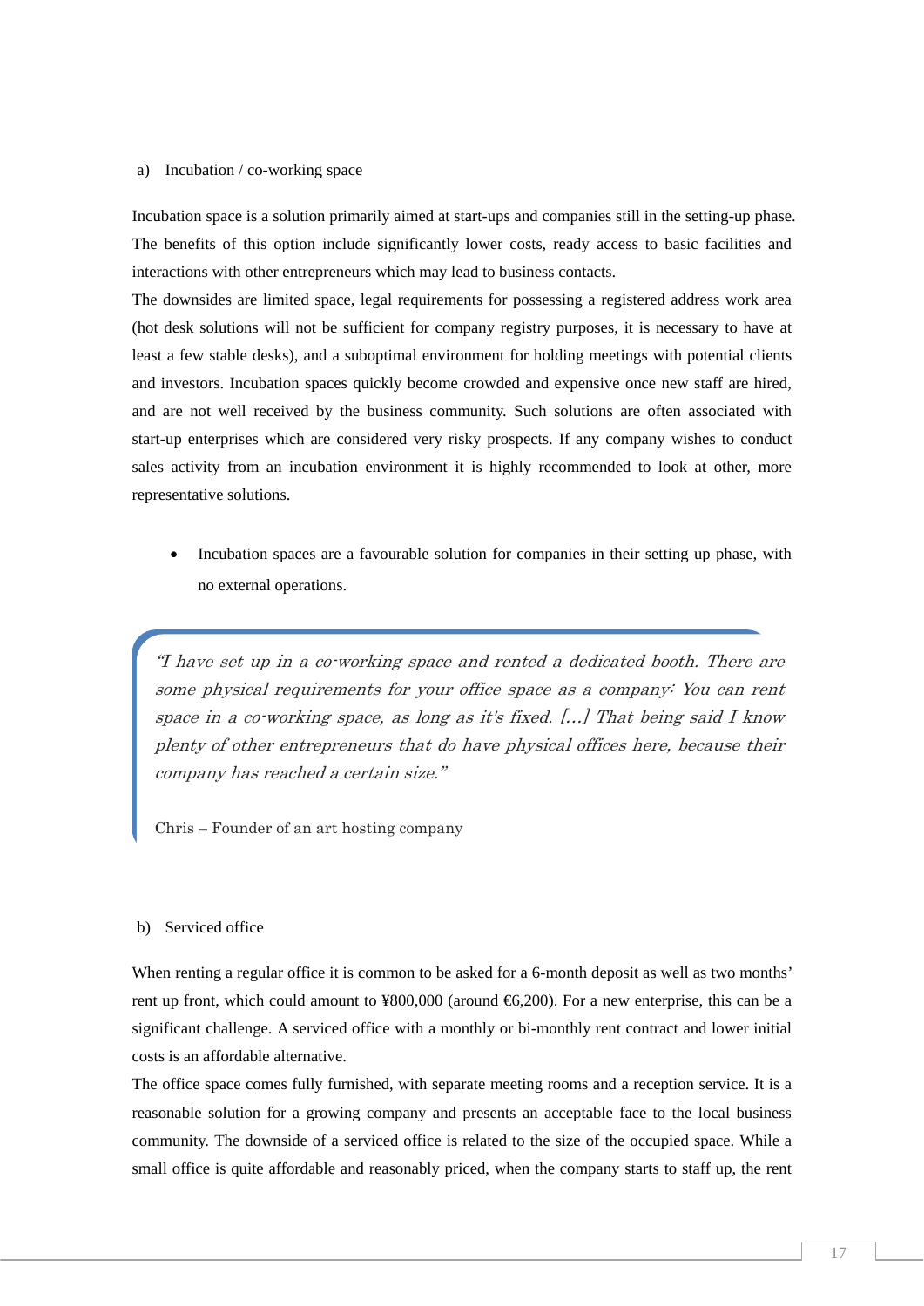a) Incubation / co-working space

Incubation space is a solution primarily aimed at start-ups and companies still in the setting-up phase. The benefits of this option include significantly lower costs, ready access to basic facilities and interactions with other entrepreneurs which may lead to business contacts.

The downsides are limited space, legal requirements for possessing a registered address work area (hot desk solutions will not be sufficient for company registry purposes, it is necessary to have at least a few stable desks), and a suboptimal environment for holding meetings with potential clients and investors. Incubation spaces quickly become crowded and expensive once new staff are hired, and are not well received by the business community. Such solutions are often associated with start-up enterprises which are considered very risky prospects. If any company wishes to conduct sales activity from an incubation environment it is highly recommended to look at other, more representative solutions.

- Incubation spaces are a favourable solution for companies in their setting up phase, with no external operations.

> *"I have set up in a co-working space and rented a dedicated booth. There are some physical requirements for your office space as a company: You can rent space in a co-working space, as long as it's fixed. [...] That being said I know plenty of other entrepreneurs that do have physical offices here, because their company has reached a certain size."*
>
> Chris – Founder of an art hosting company

b) Serviced office

When renting a regular office it is common to be asked for a 6-month deposit as well as two months' rent up front, which could amount to ¥800,000 (around €6,200). For a new enterprise, this can be a significant challenge. A serviced office with a monthly or bi-monthly rent contract and lower initial costs is an affordable alternative.

The office space comes fully furnished, with separate meeting rooms and a reception service. It is a reasonable solution for a growing company and presents an acceptable face to the local business community. The downside of a serviced office is related to the size of the occupied space. While a small office is quite affordable and reasonably priced, when the company starts to staff up, the rent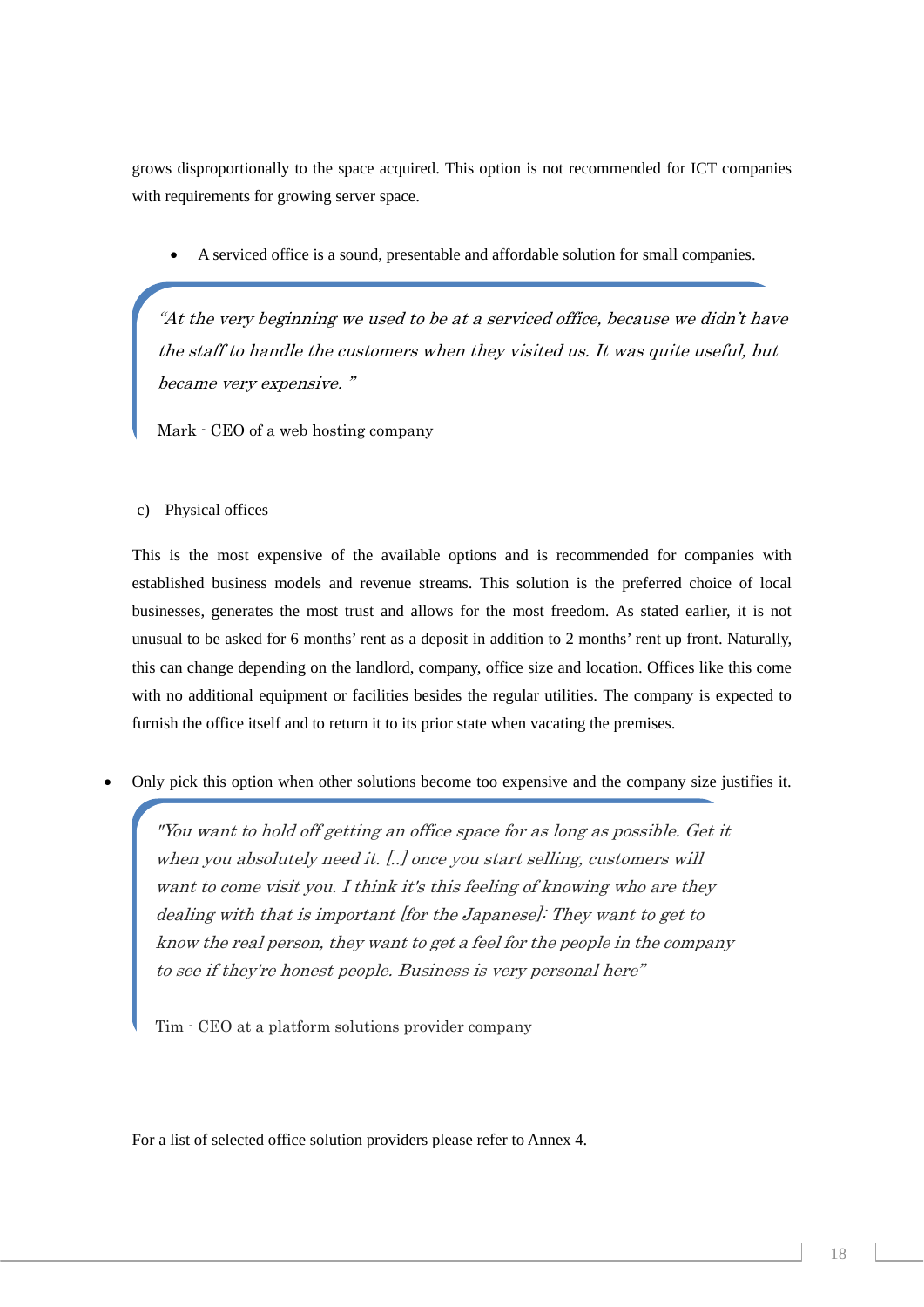grows disproportionally to the space acquired. This option is not recommended for ICT companies with requirements for growing server space.

- A serviced office is a sound, presentable and affordable solution for small companies.

> *"At the very beginning we used to be at a serviced office, because we didn't have the staff to handle the customers when they visited us. It was quite useful, but became very expensive. "*
>
> Mark - CEO of a web hosting company

c) Physical offices

This is the most expensive of the available options and is recommended for companies with established business models and revenue streams. This solution is the preferred choice of local businesses, generates the most trust and allows for the most freedom. As stated earlier, it is not unusual to be asked for 6 months' rent as a deposit in addition to 2 months' rent up front. Naturally, this can change depending on the landlord, company, office size and location. Offices like this come with no additional equipment or facilities besides the regular utilities. The company is expected to furnish the office itself and to return it to its prior state when vacating the premises.

- Only pick this option when other solutions become too expensive and the company size justifies it.

> *"You want to hold off getting an office space for as long as possible. Get it when you absolutely need it. [..] once you start selling, customers will want to come visit you. I think it's this feeling of knowing who are they dealing with that is important [for the Japanese]: They want to get to know the real person, they want to get a feel for the people in the company to see if they're honest people. Business is very personal here"*
>
> Tim - CEO at a platform solutions provider company

For a list of selected office solution providers please refer to Annex 4.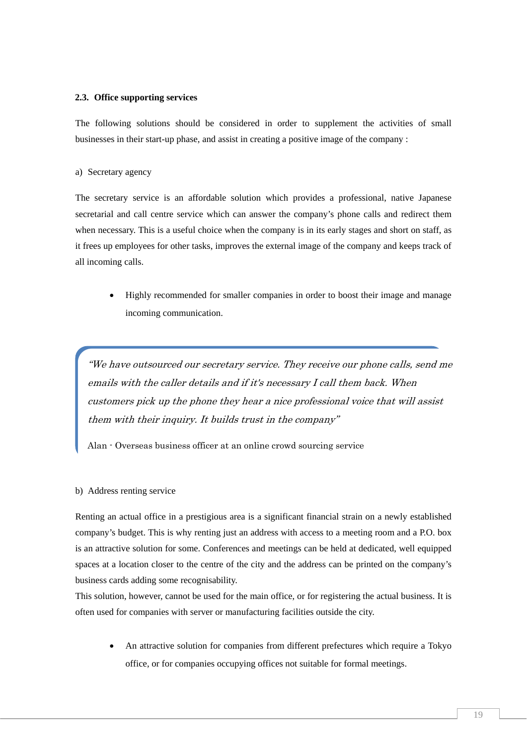### 2.3. Office supporting services

The following solutions should be considered in order to supplement the activities of small businesses in their start-up phase, and assist in creating a positive image of the company :

a) Secretary agency

The secretary service is an affordable solution which provides a professional, native Japanese secretarial and call centre service which can answer the company's phone calls and redirect them when necessary. This is a useful choice when the company is in its early stages and short on staff, as it frees up employees for other tasks, improves the external image of the company and keeps track of all incoming calls.

- Highly recommended for smaller companies in order to boost their image and manage incoming communication.

> *"We have outsourced our secretary service. They receive our phone calls, send me emails with the caller details and if it's necessary I call them back. When customers pick up the phone they hear a nice professional voice that will assist them with their inquiry. It builds trust in the company"*
>
> Alan - Overseas business officer at an online crowd sourcing service

b) Address renting service

Renting an actual office in a prestigious area is a significant financial strain on a newly established company's budget. This is why renting just an address with access to a meeting room and a P.O. box is an attractive solution for some. Conferences and meetings can be held at dedicated, well equipped spaces at a location closer to the centre of the city and the address can be printed on the company's business cards adding some recognisability.
This solution, however, cannot be used for the main office, or for registering the actual business. It is often used for companies with server or manufacturing facilities outside the city.

- An attractive solution for companies from different prefectures which require a Tokyo office, or for companies occupying offices not suitable for formal meetings.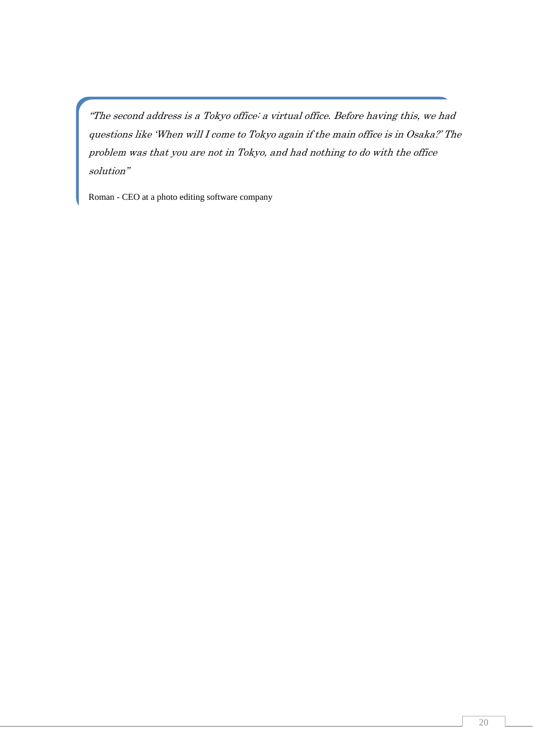> *"The second address is a Tokyo office: a virtual office. Before having this, we had questions like 'When will I come to Tokyo again if the main office is in Osaka?' The problem was that you are not in Tokyo, and had nothing to do with the office solution"*
>
> Roman - CEO at a photo editing software company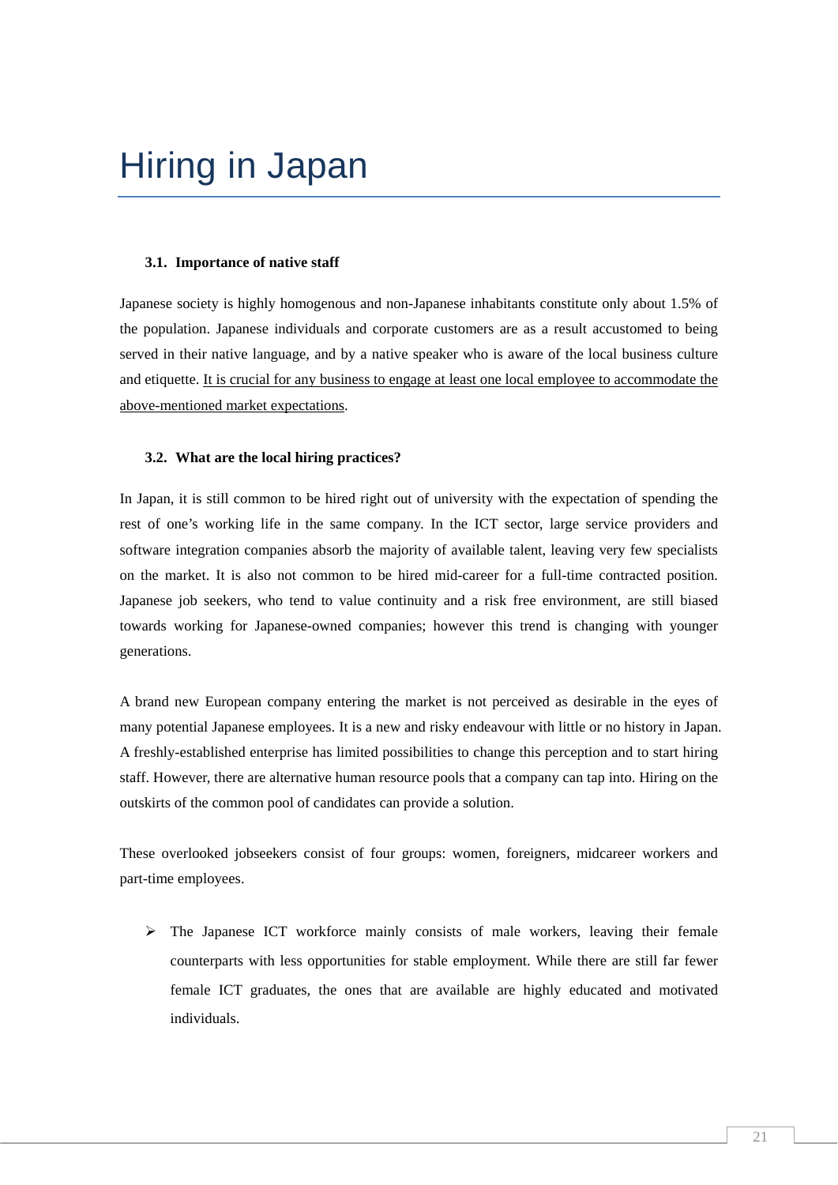# Hiring in Japan

### 3.1. Importance of native staff

Japanese society is highly homogenous and non-Japanese inhabitants constitute only about 1.5% of the population. Japanese individuals and corporate customers are as a result accustomed to being served in their native language, and by a native speaker who is aware of the local business culture and etiquette. <u>It is crucial for any business to engage at least one local employee to accommodate the above-mentioned market expectations</u>.

### 3.2. What are the local hiring practices?

In Japan, it is still common to be hired right out of university with the expectation of spending the rest of one's working life in the same company. In the ICT sector, large service providers and software integration companies absorb the majority of available talent, leaving very few specialists on the market. It is also not common to be hired mid-career for a full-time contracted position. Japanese job seekers, who tend to value continuity and a risk free environment, are still biased towards working for Japanese-owned companies; however this trend is changing with younger generations.

A brand new European company entering the market is not perceived as desirable in the eyes of many potential Japanese employees. It is a new and risky endeavour with little or no history in Japan. A freshly-established enterprise has limited possibilities to change this perception and to start hiring staff. However, there are alternative human resource pools that a company can tap into. Hiring on the outskirts of the common pool of candidates can provide a solution.

These overlooked jobseekers consist of four groups: women, foreigners, midcareer workers and part-time employees.

- The Japanese ICT workforce mainly consists of male workers, leaving their female counterparts with less opportunities for stable employment. While there are still far fewer female ICT graduates, the ones that are available are highly educated and motivated individuals.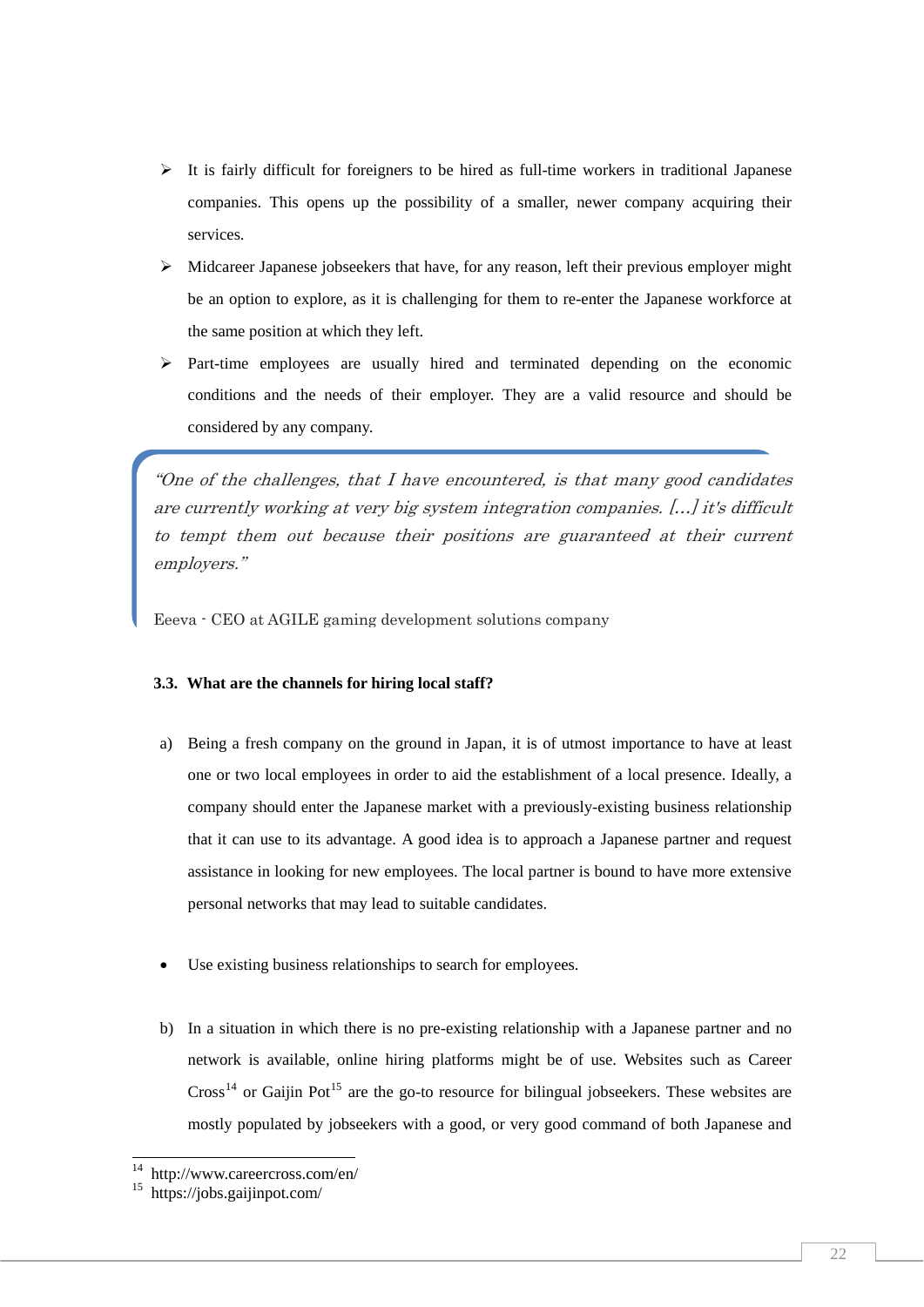- It is fairly difficult for foreigners to be hired as full-time workers in traditional Japanese companies. This opens up the possibility of a smaller, newer company acquiring their services.
- Midcareer Japanese jobseekers that have, for any reason, left their previous employer might be an option to explore, as it is challenging for them to re-enter the Japanese workforce at the same position at which they left.
- Part-time employees are usually hired and terminated depending on the economic conditions and the needs of their employer. They are a valid resource and should be considered by any company.

> *"One of the challenges, that I have encountered, is that many good candidates are currently working at very big system integration companies. [...] it's difficult to tempt them out because their positions are guaranteed at their current employers."*
>
> Eeeva - CEO at AGILE gaming development solutions company

### 3.3. What are the channels for hiring local staff?

a) Being a fresh company on the ground in Japan, it is of utmost importance to have at least one or two local employees in order to aid the establishment of a local presence. Ideally, a company should enter the Japanese market with a previously-existing business relationship that it can use to its advantage. A good idea is to approach a Japanese partner and request assistance in looking for new employees. The local partner is bound to have more extensive personal networks that may lead to suitable candidates.

- Use existing business relationships to search for employees.

b) In a situation in which there is no pre-existing relationship with a Japanese partner and no network is available, online hiring platforms might be of use. Websites such as Career Cross[14] or Gaijin Pot[15] are the go-to resource for bilingual jobseekers. These websites are mostly populated by jobseekers with a good, or very good command of both Japanese and

---

[14] http://www.careercross.com/en/
[15] https://jobs.gaijinpot.com/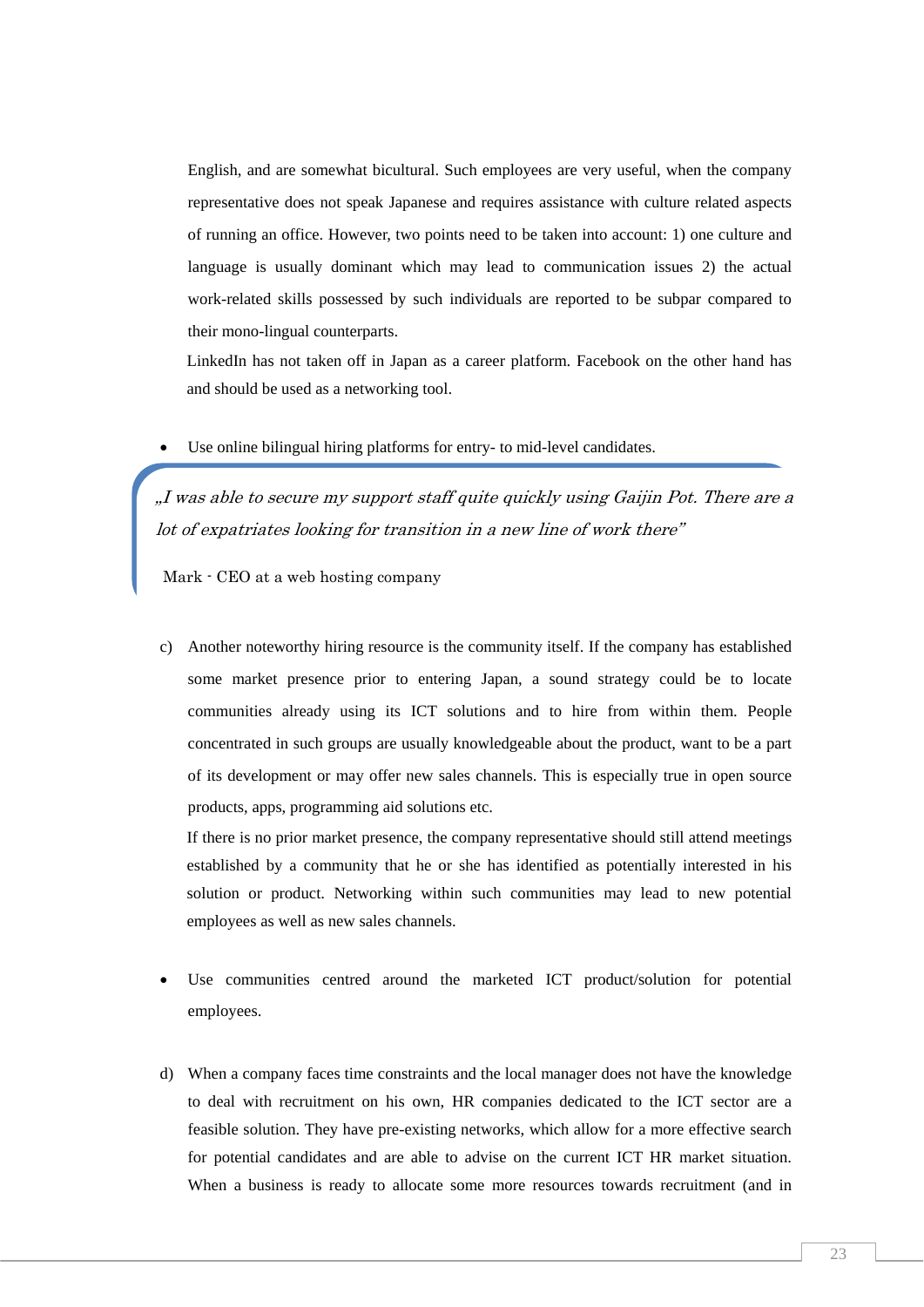English, and are somewhat bicultural. Such employees are very useful, when the company representative does not speak Japanese and requires assistance with culture related aspects of running an office. However, two points need to be taken into account: 1) one culture and language is usually dominant which may lead to communication issues 2) the actual work-related skills possessed by such individuals are reported to be subpar compared to their mono-lingual counterparts.

LinkedIn has not taken off in Japan as a career platform. Facebook on the other hand has and should be used as a networking tool.

- Use online bilingual hiring platforms for entry- to mid-level candidates.

> *„I was able to secure my support staff quite quickly using Gaijin Pot. There are a lot of expatriates looking for transition in a new line of work there"*
>
> Mark - CEO at a web hosting company

c) Another noteworthy hiring resource is the community itself. If the company has established some market presence prior to entering Japan, a sound strategy could be to locate communities already using its ICT solutions and to hire from within them. People concentrated in such groups are usually knowledgeable about the product, want to be a part of its development or may offer new sales channels. This is especially true in open source products, apps, programming aid solutions etc.

If there is no prior market presence, the company representative should still attend meetings established by a community that he or she has identified as potentially interested in his solution or product. Networking within such communities may lead to new potential employees as well as new sales channels.

- Use communities centred around the marketed ICT product/solution for potential employees.

d) When a company faces time constraints and the local manager does not have the knowledge to deal with recruitment on his own, HR companies dedicated to the ICT sector are a feasible solution. They have pre-existing networks, which allow for a more effective search for potential candidates and are able to advise on the current ICT HR market situation. When a business is ready to allocate some more resources towards recruitment (and in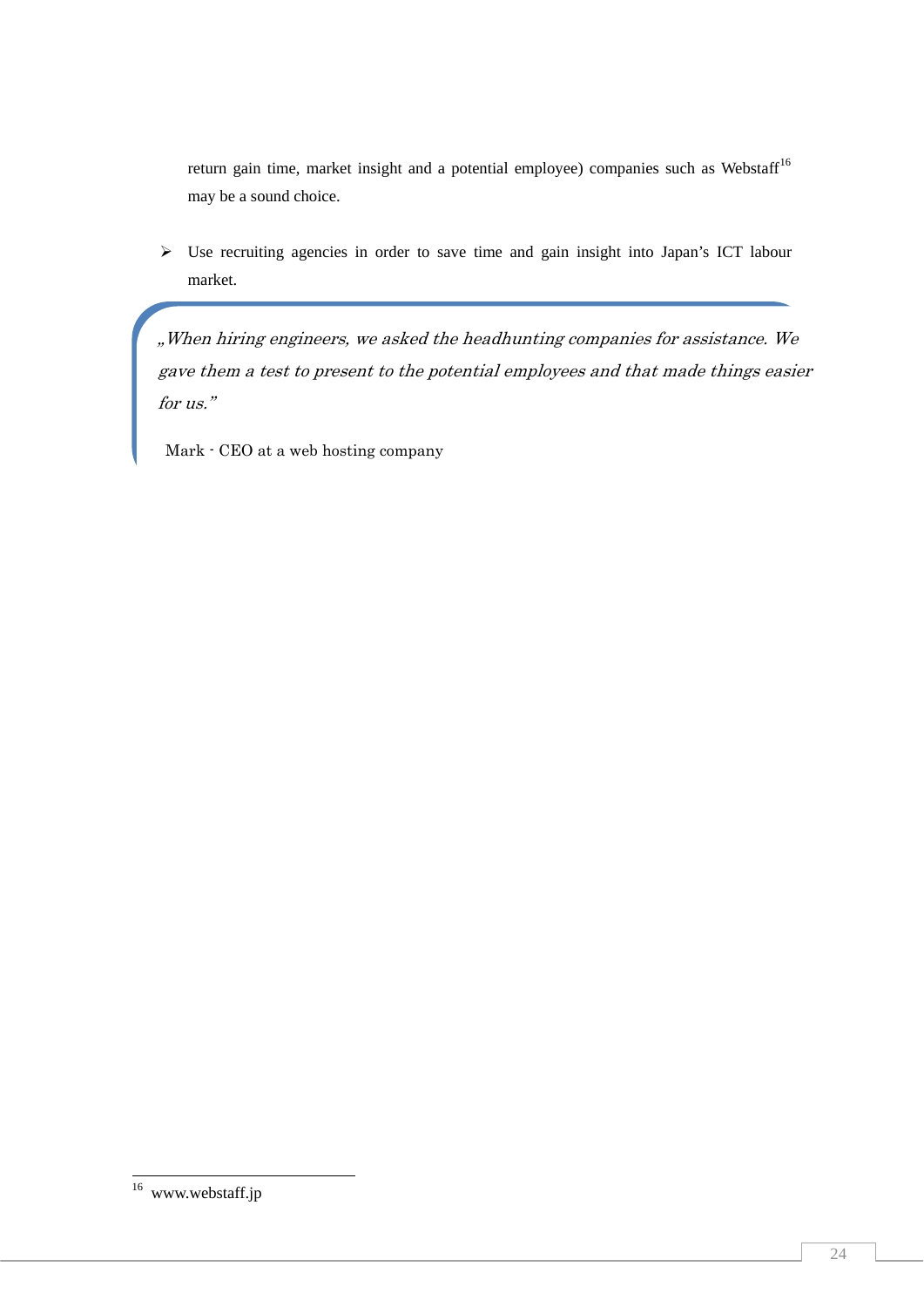return gain time, market insight and a potential employee) companies such as Webstaff[16] may be a sound choice.

- Use recruiting agencies in order to save time and gain insight into Japan's ICT labour market.

> *„When hiring engineers, we asked the headhunting companies for assistance. We gave them a test to present to the potential employees and that made things easier for us."*
>
> Mark - CEO at a web hosting company

---

[16] www.webstaff.jp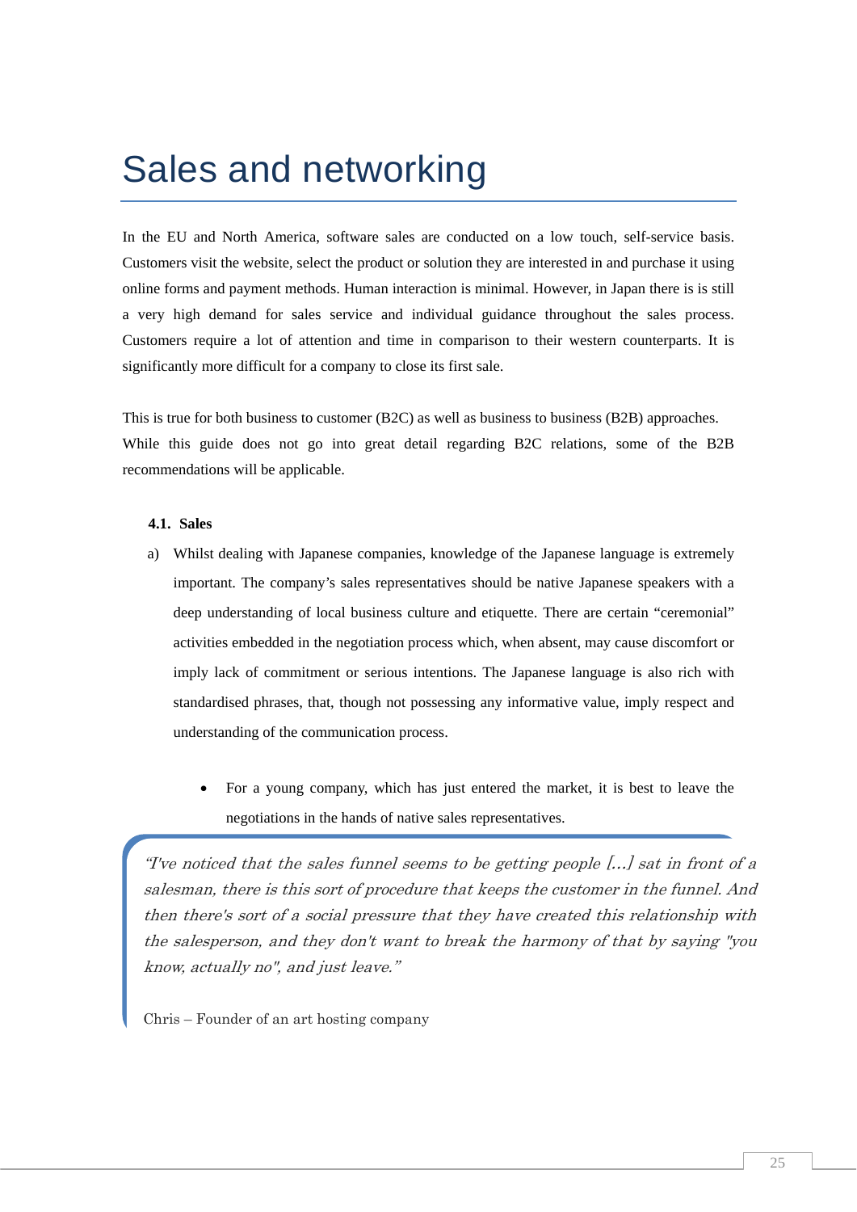# Sales and networking

In the EU and North America, software sales are conducted on a low touch, self-service basis. Customers visit the website, select the product or solution they are interested in and purchase it using online forms and payment methods. Human interaction is minimal. However, in Japan there is is still a very high demand for sales service and individual guidance throughout the sales process. Customers require a lot of attention and time in comparison to their western counterparts. It is significantly more difficult for a company to close its first sale.

This is true for both business to customer (B2C) as well as business to business (B2B) approaches. While this guide does not go into great detail regarding B2C relations, some of the B2B recommendations will be applicable.

### 4.1. Sales

a) Whilst dealing with Japanese companies, knowledge of the Japanese language is extremely important. The company's sales representatives should be native Japanese speakers with a deep understanding of local business culture and etiquette. There are certain "ceremonial" activities embedded in the negotiation process which, when absent, may cause discomfort or imply lack of commitment or serious intentions. The Japanese language is also rich with standardised phrases, that, though not possessing any informative value, imply respect and understanding of the communication process.

  - For a young company, which has just entered the market, it is best to leave the negotiations in the hands of native sales representatives.

> *"I've noticed that the sales funnel seems to be getting people [...] sat in front of a salesman, there is this sort of procedure that keeps the customer in the funnel. And then there's sort of a social pressure that they have created this relationship with the salesperson, and they don't want to break the harmony of that by saying "you know, actually no", and just leave."*
>
> Chris – Founder of an art hosting company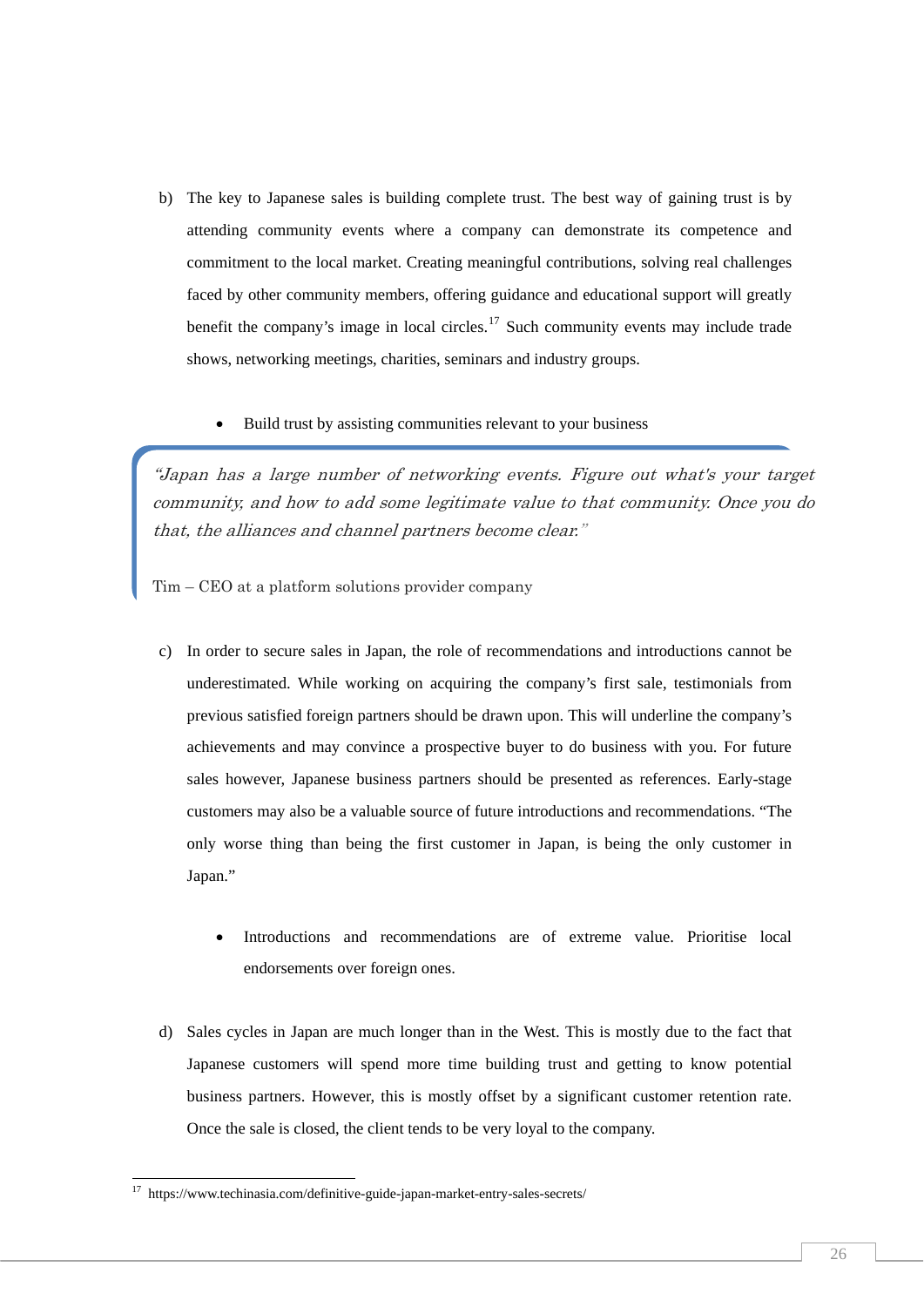b) The key to Japanese sales is building complete trust. The best way of gaining trust is by attending community events where a company can demonstrate its competence and commitment to the local market. Creating meaningful contributions, solving real challenges faced by other community members, offering guidance and educational support will greatly benefit the company's image in local circles.[17] Such community events may include trade shows, networking meetings, charities, seminars and industry groups.

- Build trust by assisting communities relevant to your business

> *"Japan has a large number of networking events. Figure out what's your target community, and how to add some legitimate value to that community. Once you do that, the alliances and channel partners become clear."*
>
> Tim – CEO at a platform solutions provider company

c) In order to secure sales in Japan, the role of recommendations and introductions cannot be underestimated. While working on acquiring the company's first sale, testimonials from previous satisfied foreign partners should be drawn upon. This will underline the company's achievements and may convince a prospective buyer to do business with you. For future sales however, Japanese business partners should be presented as references. Early-stage customers may also be a valuable source of future introductions and recommendations. "The only worse thing than being the first customer in Japan, is being the only customer in Japan."

- Introductions and recommendations are of extreme value. Prioritise local endorsements over foreign ones.

d) Sales cycles in Japan are much longer than in the West. This is mostly due to the fact that Japanese customers will spend more time building trust and getting to know potential business partners. However, this is mostly offset by a significant customer retention rate. Once the sale is closed, the client tends to be very loyal to the company.

---

[17] https://www.techinasia.com/definitive-guide-japan-market-entry-sales-secrets/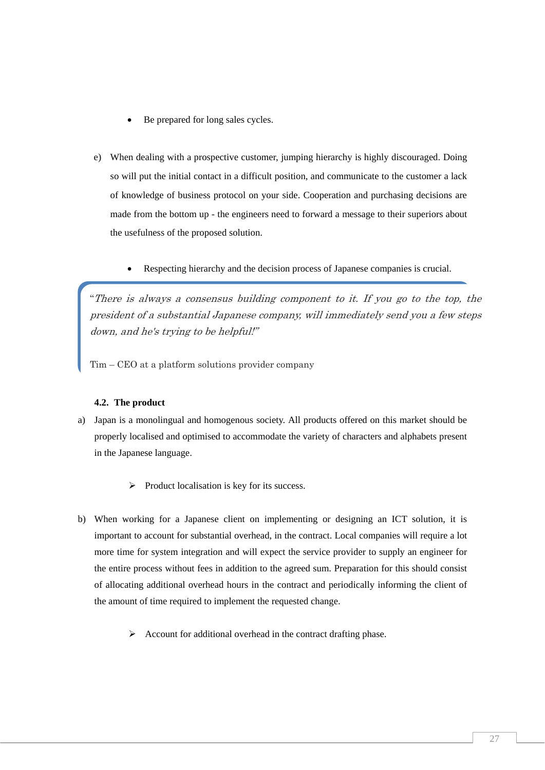- Be prepared for long sales cycles.

e) When dealing with a prospective customer, jumping hierarchy is highly discouraged. Doing so will put the initial contact in a difficult position, and communicate to the customer a lack of knowledge of business protocol on your side. Cooperation and purchasing decisions are made from the bottom up - the engineers need to forward a message to their superiors about the usefulness of the proposed solution.

- Respecting hierarchy and the decision process of Japanese companies is crucial.

> "*There is always a consensus building component to it. If you go to the top, the president of a substantial Japanese company, will immediately send you a few steps down, and he's trying to be helpful!*"
>
> Tim – CEO at a platform solutions provider company

### 4.2. The product

a) Japan is a monolingual and homogenous society. All products offered on this market should be properly localised and optimised to accommodate the variety of characters and alphabets present in the Japanese language.

➢ Product localisation is key for its success.

b) When working for a Japanese client on implementing or designing an ICT solution, it is important to account for substantial overhead, in the contract. Local companies will require a lot more time for system integration and will expect the service provider to supply an engineer for the entire process without fees in addition to the agreed sum. Preparation for this should consist of allocating additional overhead hours in the contract and periodically informing the client of the amount of time required to implement the requested change.

➢ Account for additional overhead in the contract drafting phase.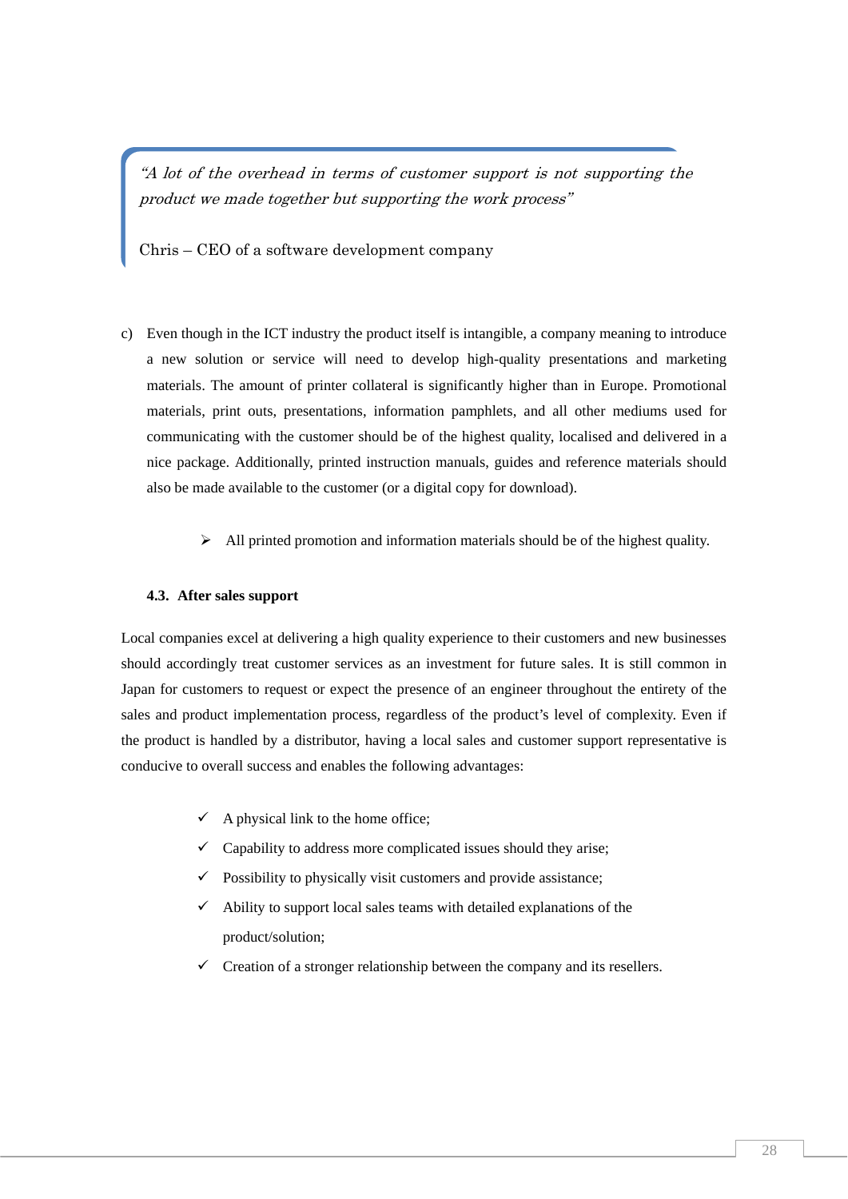> *"A lot of the overhead in terms of customer support is not supporting the product we made together but supporting the work process"*
>
> Chris – CEO of a software development company

c) Even though in the ICT industry the product itself is intangible, a company meaning to introduce a new solution or service will need to develop high-quality presentations and marketing materials. The amount of printer collateral is significantly higher than in Europe. Promotional materials, print outs, presentations, information pamphlets, and all other mediums used for communicating with the customer should be of the highest quality, localised and delivered in a nice package. Additionally, printed instruction manuals, guides and reference materials should also be made available to the customer (or a digital copy for download).

- ➢ All printed promotion and information materials should be of the highest quality.

### 4.3. After sales support

Local companies excel at delivering a high quality experience to their customers and new businesses should accordingly treat customer services as an investment for future sales. It is still common in Japan for customers to request or expect the presence of an engineer throughout the entirety of the sales and product implementation process, regardless of the product's level of complexity. Even if the product is handled by a distributor, having a local sales and customer support representative is conducive to overall success and enables the following advantages:

- ✓ A physical link to the home office;
- ✓ Capability to address more complicated issues should they arise;
- ✓ Possibility to physically visit customers and provide assistance;
- ✓ Ability to support local sales teams with detailed explanations of the product/solution;
- ✓ Creation of a stronger relationship between the company and its resellers.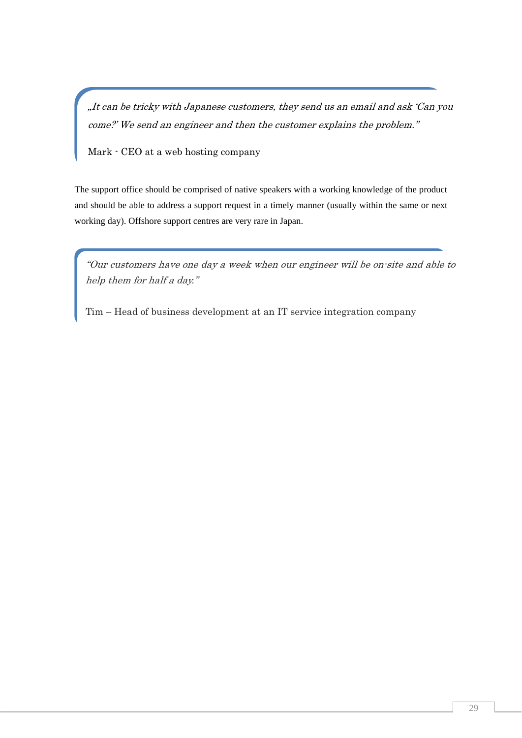*„It can be tricky with Japanese customers, they send us an email and ask 'Can you come?' We send an engineer and then the customer explains the problem."*

Mark - CEO at a web hosting company

The support office should be comprised of native speakers with a working knowledge of the product and should be able to address a support request in a timely manner (usually within the same or next working day). Offshore support centres are very rare in Japan.

*"Our customers have one day a week when our engineer will be on-site and able to help them for half a day."*

Tim – Head of business development at an IT service integration company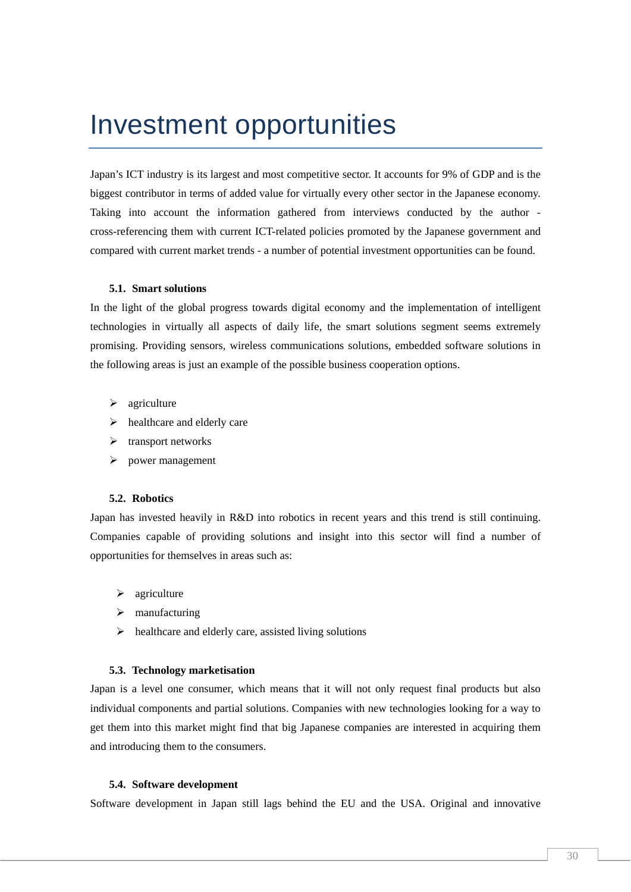# Investment opportunities

Japan's ICT industry is its largest and most competitive sector. It accounts for 9% of GDP and is the biggest contributor in terms of added value for virtually every other sector in the Japanese economy. Taking into account the information gathered from interviews conducted by the author - cross-referencing them with current ICT-related policies promoted by the Japanese government and compared with current market trends - a number of potential investment opportunities can be found.

### 5.1. Smart solutions

In the light of the global progress towards digital economy and the implementation of intelligent technologies in virtually all aspects of daily life, the smart solutions segment seems extremely promising. Providing sensors, wireless communications solutions, embedded software solutions in the following areas is just an example of the possible business cooperation options.

- agriculture
- healthcare and elderly care
- transport networks
- power management

### 5.2. Robotics

Japan has invested heavily in R&D into robotics in recent years and this trend is still continuing. Companies capable of providing solutions and insight into this sector will find a number of opportunities for themselves in areas such as:

- agriculture
- manufacturing
- healthcare and elderly care, assisted living solutions

### 5.3. Technology marketisation

Japan is a level one consumer, which means that it will not only request final products but also individual components and partial solutions. Companies with new technologies looking for a way to get them into this market might find that big Japanese companies are interested in acquiring them and introducing them to the consumers.

### 5.4. Software development

Software development in Japan still lags behind the EU and the USA. Original and innovative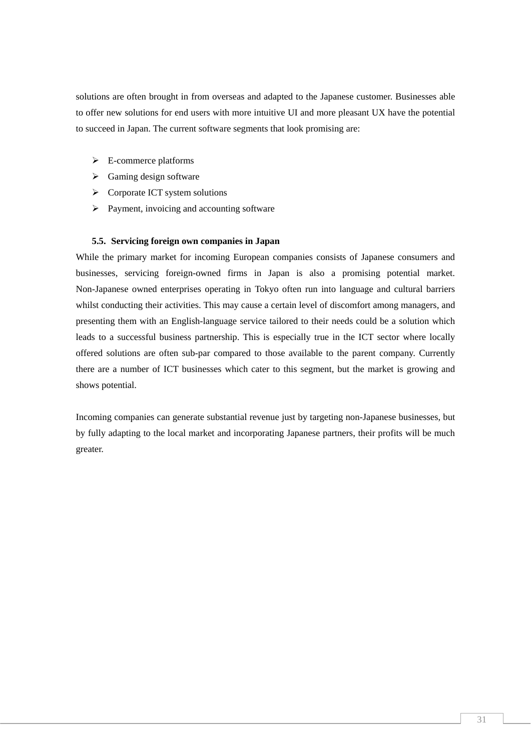solutions are often brought in from overseas and adapted to the Japanese customer. Businesses able to offer new solutions for end users with more intuitive UI and more pleasant UX have the potential to succeed in Japan. The current software segments that look promising are:

- E-commerce platforms
- Gaming design software
- Corporate ICT system solutions
- Payment, invoicing and accounting software

### 5.5. Servicing foreign own companies in Japan

While the primary market for incoming European companies consists of Japanese consumers and businesses, servicing foreign-owned firms in Japan is also a promising potential market. Non-Japanese owned enterprises operating in Tokyo often run into language and cultural barriers whilst conducting their activities. This may cause a certain level of discomfort among managers, and presenting them with an English-language service tailored to their needs could be a solution which leads to a successful business partnership. This is especially true in the ICT sector where locally offered solutions are often sub-par compared to those available to the parent company. Currently there are a number of ICT businesses which cater to this segment, but the market is growing and shows potential.

Incoming companies can generate substantial revenue just by targeting non-Japanese businesses, but by fully adapting to the local market and incorporating Japanese partners, their profits will be much greater.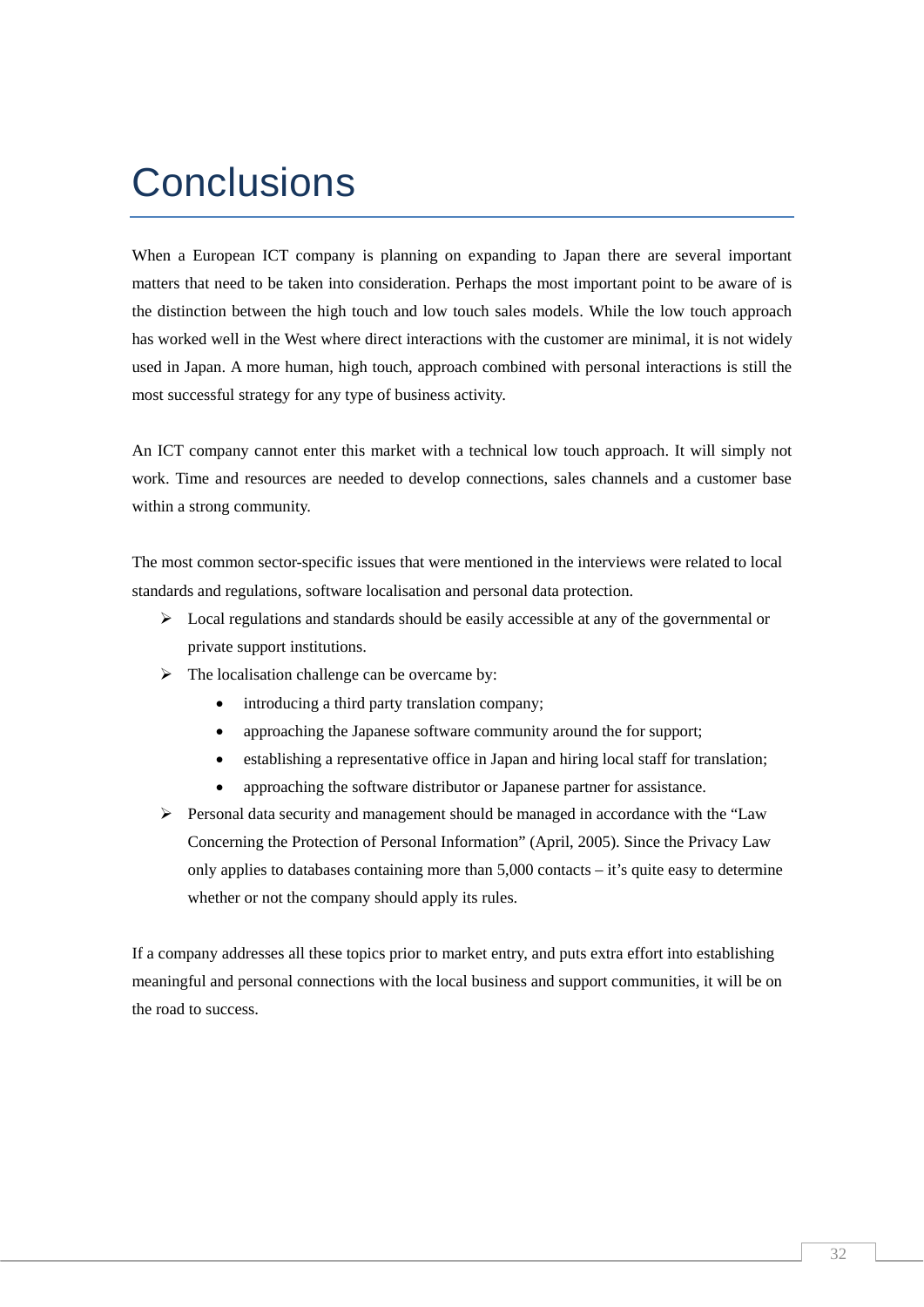# Conclusions

When a European ICT company is planning on expanding to Japan there are several important matters that need to be taken into consideration. Perhaps the most important point to be aware of is the distinction between the high touch and low touch sales models. While the low touch approach has worked well in the West where direct interactions with the customer are minimal, it is not widely used in Japan. A more human, high touch, approach combined with personal interactions is still the most successful strategy for any type of business activity.

An ICT company cannot enter this market with a technical low touch approach. It will simply not work. Time and resources are needed to develop connections, sales channels and a customer base within a strong community.

The most common sector-specific issues that were mentioned in the interviews were related to local standards and regulations, software localisation and personal data protection.

- Local regulations and standards should be easily accessible at any of the governmental or private support institutions.
- The localisation challenge can be overcame by:
  - introducing a third party translation company;
  - approaching the Japanese software community around the for support;
  - establishing a representative office in Japan and hiring local staff for translation;
  - approaching the software distributor or Japanese partner for assistance.
- Personal data security and management should be managed in accordance with the "Law Concerning the Protection of Personal Information" (April, 2005). Since the Privacy Law only applies to databases containing more than 5,000 contacts – it's quite easy to determine whether or not the company should apply its rules.

If a company addresses all these topics prior to market entry, and puts extra effort into establishing meaningful and personal connections with the local business and support communities, it will be on the road to success.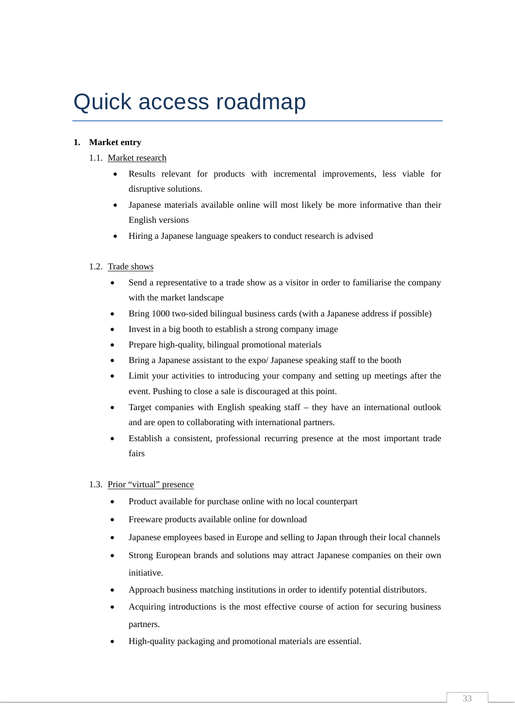# Quick access roadmap

1. **Market entry**

1.1. Market research

- Results relevant for products with incremental improvements, less viable for disruptive solutions.
- Japanese materials available online will most likely be more informative than their English versions
- Hiring a Japanese language speakers to conduct research is advised

1.2. Trade shows

- Send a representative to a trade show as a visitor in order to familiarise the company with the market landscape
- Bring 1000 two-sided bilingual business cards (with a Japanese address if possible)
- Invest in a big booth to establish a strong company image
- Prepare high-quality, bilingual promotional materials
- Bring a Japanese assistant to the expo/ Japanese speaking staff to the booth
- Limit your activities to introducing your company and setting up meetings after the event. Pushing to close a sale is discouraged at this point.
- Target companies with English speaking staff – they have an international outlook and are open to collaborating with international partners.
- Establish a consistent, professional recurring presence at the most important trade fairs

1.3. Prior "virtual" presence

- Product available for purchase online with no local counterpart
- Freeware products available online for download
- Japanese employees based in Europe and selling to Japan through their local channels
- Strong European brands and solutions may attract Japanese companies on their own initiative.
- Approach business matching institutions in order to identify potential distributors.
- Acquiring introductions is the most effective course of action for securing business partners.
- High-quality packaging and promotional materials are essential.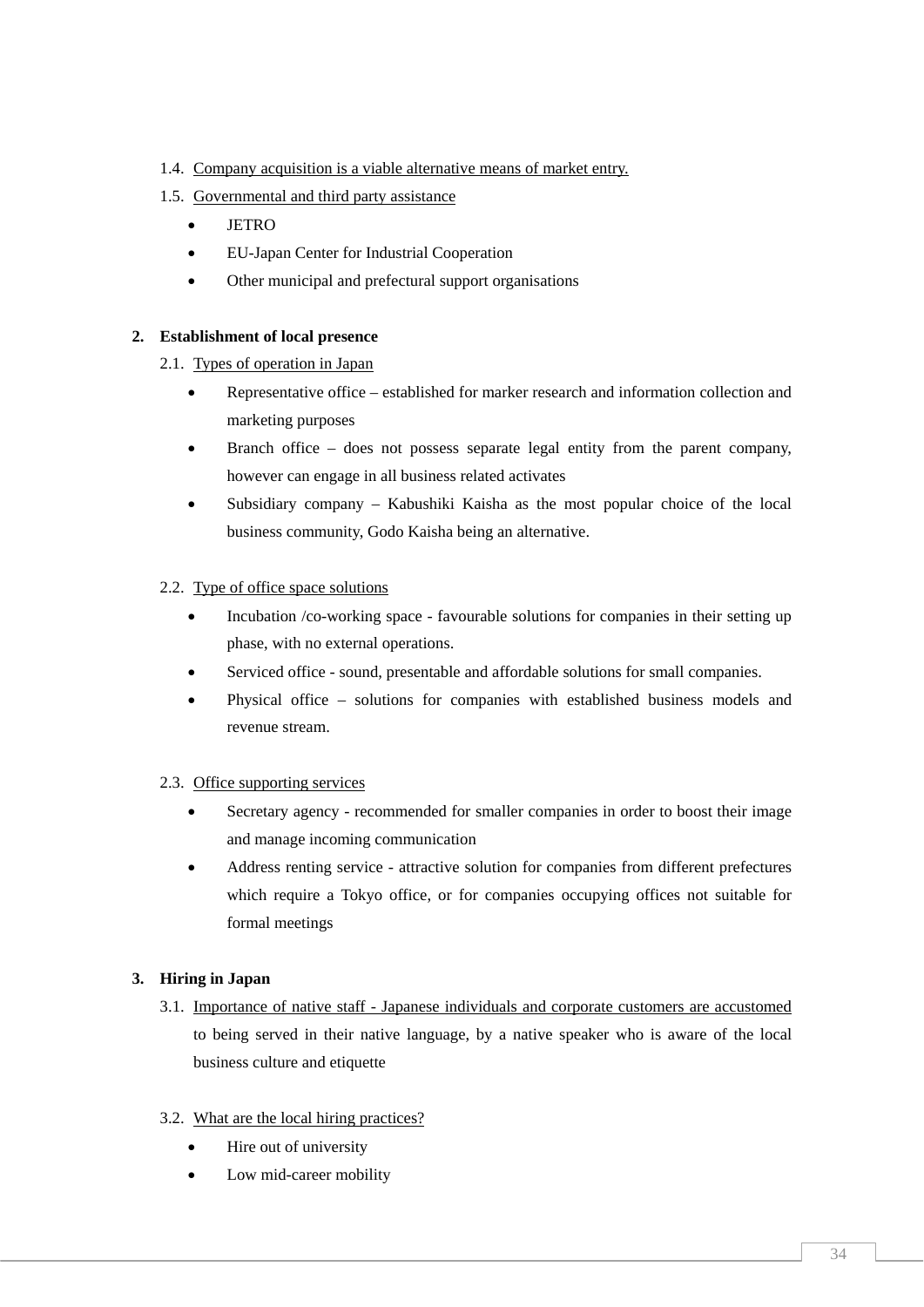1.4. <u>Company acquisition is a viable alternative means of market entry.</u>

1.5. <u>Governmental and third party assistance</u>

- JETRO
- EU-Japan Center for Industrial Cooperation
- Other municipal and prefectural support organisations

**2. Establishment of local presence**

2.1. <u>Types of operation in Japan</u>

- Representative office – established for marker research and information collection and marketing purposes
- Branch office – does not possess separate legal entity from the parent company, however can engage in all business related activates
- Subsidiary company – Kabushiki Kaisha as the most popular choice of the local business community, Godo Kaisha being an alternative.

2.2. <u>Type of office space solutions</u>

- Incubation /co-working space - favourable solutions for companies in their setting up phase, with no external operations.
- Serviced office - sound, presentable and affordable solutions for small companies.
- Physical office – solutions for companies with established business models and revenue stream.

2.3. <u>Office supporting services</u>

- Secretary agency - recommended for smaller companies in order to boost their image and manage incoming communication
- Address renting service - attractive solution for companies from different prefectures which require a Tokyo office, or for companies occupying offices not suitable for formal meetings

**3. Hiring in Japan**

3.1. <u>Importance of native staff - Japanese individuals and corporate customers are accustomed</u> to being served in their native language, by a native speaker who is aware of the local business culture and etiquette

3.2. <u>What are the local hiring practices?</u>

- Hire out of university
- Low mid-career mobility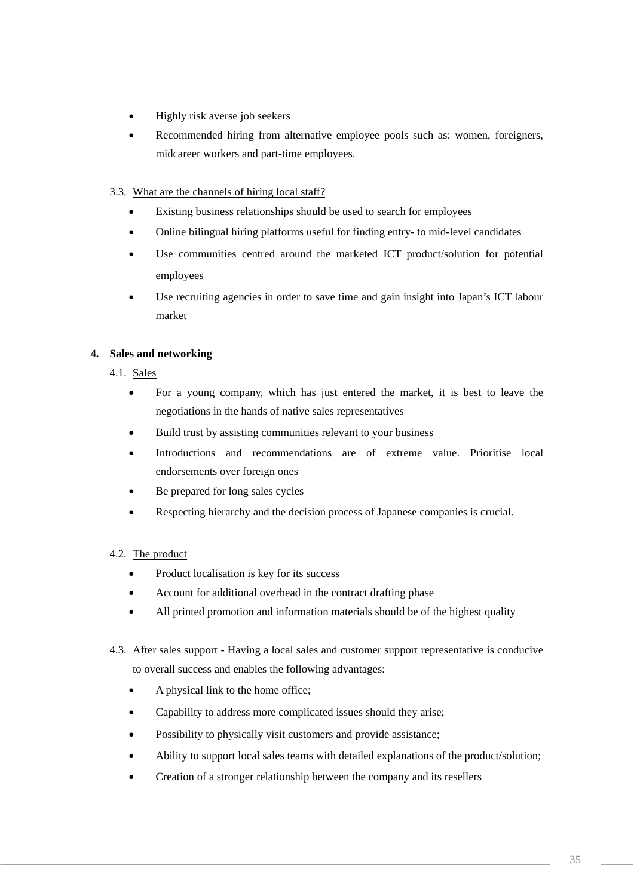- Highly risk averse job seekers
- Recommended hiring from alternative employee pools such as: women, foreigners, midcareer workers and part-time employees.

3.3. What are the channels of hiring local staff?

- Existing business relationships should be used to search for employees
- Online bilingual hiring platforms useful for finding entry- to mid-level candidates
- Use communities centred around the marketed ICT product/solution for potential employees
- Use recruiting agencies in order to save time and gain insight into Japan's ICT labour market

**4. Sales and networking**

4.1. Sales

- For a young company, which has just entered the market, it is best to leave the negotiations in the hands of native sales representatives
- Build trust by assisting communities relevant to your business
- Introductions and recommendations are of extreme value. Prioritise local endorsements over foreign ones
- Be prepared for long sales cycles
- Respecting hierarchy and the decision process of Japanese companies is crucial.

4.2. The product

- Product localisation is key for its success
- Account for additional overhead in the contract drafting phase
- All printed promotion and information materials should be of the highest quality

4.3. After sales support - Having a local sales and customer support representative is conducive to overall success and enables the following advantages:

- A physical link to the home office;
- Capability to address more complicated issues should they arise;
- Possibility to physically visit customers and provide assistance;
- Ability to support local sales teams with detailed explanations of the product/solution;
- Creation of a stronger relationship between the company and its resellers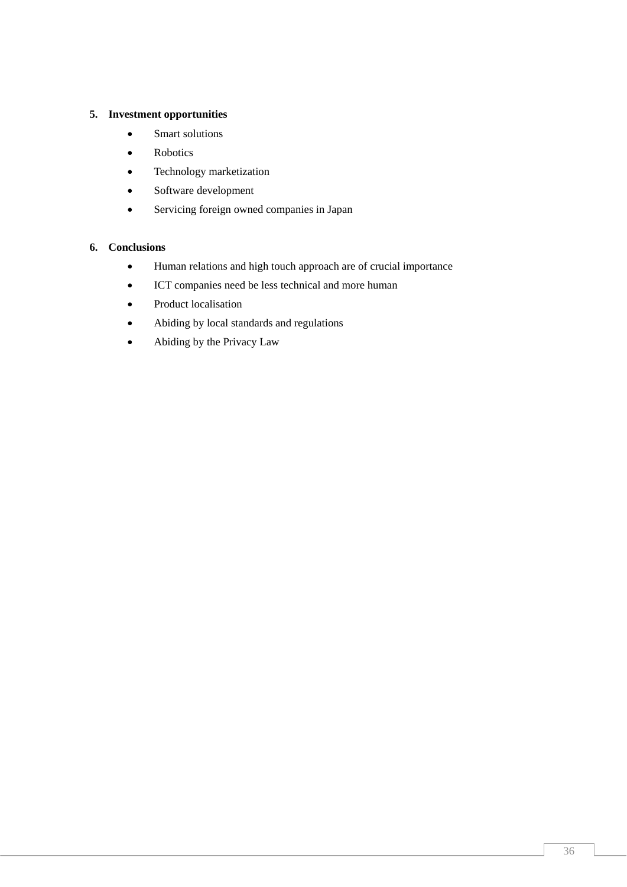5. **Investment opportunities**

- Smart solutions
- Robotics
- Technology marketization
- Software development
- Servicing foreign owned companies in Japan

6. **Conclusions**

- Human relations and high touch approach are of crucial importance
- ICT companies need be less technical and more human
- Product localisation
- Abiding by local standards and regulations
- Abiding by the Privacy Law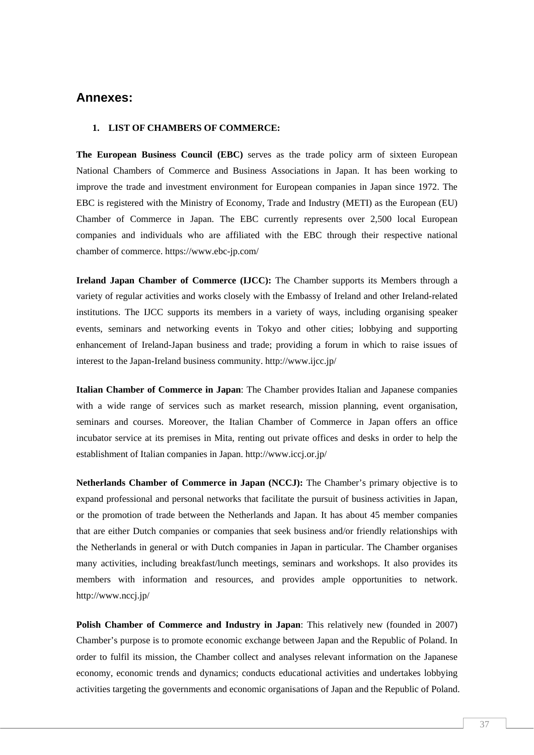## Annexes:

### 1. LIST OF CHAMBERS OF COMMERCE:

**The European Business Council (EBC)** serves as the trade policy arm of sixteen European National Chambers of Commerce and Business Associations in Japan. It has been working to improve the trade and investment environment for European companies in Japan since 1972. The EBC is registered with the Ministry of Economy, Trade and Industry (METI) as the European (EU) Chamber of Commerce in Japan. The EBC currently represents over 2,500 local European companies and individuals who are affiliated with the EBC through their respective national chamber of commerce. https://www.ebc-jp.com/

**Ireland Japan Chamber of Commerce (IJCC):** The Chamber supports its Members through a variety of regular activities and works closely with the Embassy of Ireland and other Ireland-related institutions. The IJCC supports its members in a variety of ways, including organising speaker events, seminars and networking events in Tokyo and other cities; lobbying and supporting enhancement of Ireland-Japan business and trade; providing a forum in which to raise issues of interest to the Japan-Ireland business community. http://www.ijcc.jp/

**Italian Chamber of Commerce in Japan**: The Chamber provides Italian and Japanese companies with a wide range of services such as market research, mission planning, event organisation, seminars and courses. Moreover, the Italian Chamber of Commerce in Japan offers an office incubator service at its premises in Mita, renting out private offices and desks in order to help the establishment of Italian companies in Japan. http://www.iccj.or.jp/

**Netherlands Chamber of Commerce in Japan (NCCJ):** The Chamber's primary objective is to expand professional and personal networks that facilitate the pursuit of business activities in Japan, or the promotion of trade between the Netherlands and Japan. It has about 45 member companies that are either Dutch companies or companies that seek business and/or friendly relationships with the Netherlands in general or with Dutch companies in Japan in particular. The Chamber organises many activities, including breakfast/lunch meetings, seminars and workshops. It also provides its members with information and resources, and provides ample opportunities to network. http://www.nccj.jp/

**Polish Chamber of Commerce and Industry in Japan**: This relatively new (founded in 2007) Chamber's purpose is to promote economic exchange between Japan and the Republic of Poland. In order to fulfil its mission, the Chamber collect and analyses relevant information on the Japanese economy, economic trends and dynamics; conducts educational activities and undertakes lobbying activities targeting the governments and economic organisations of Japan and the Republic of Poland.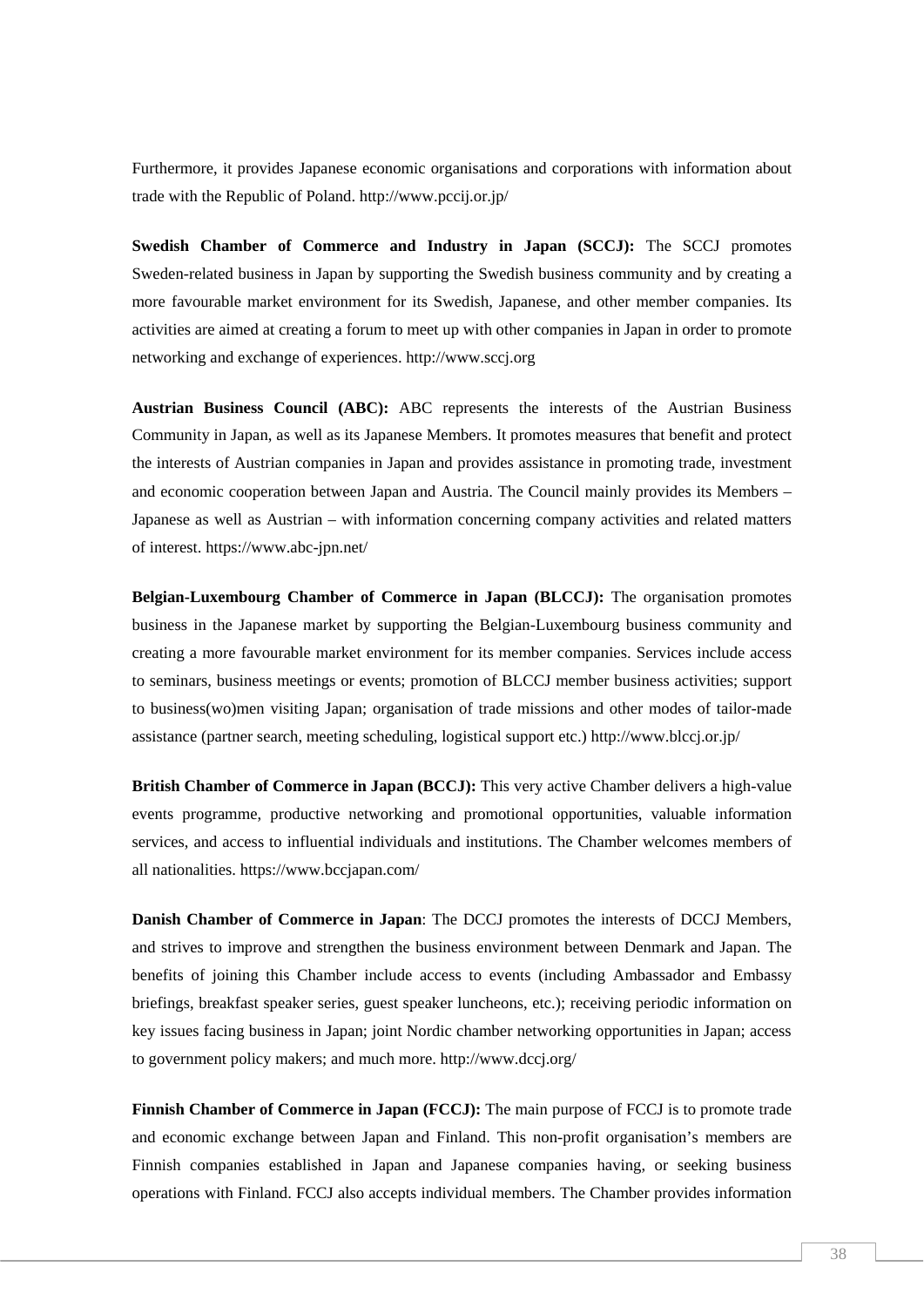Furthermore, it provides Japanese economic organisations and corporations with information about trade with the Republic of Poland. http://www.pccij.or.jp/

**Swedish Chamber of Commerce and Industry in Japan (SCCJ):** The SCCJ promotes Sweden-related business in Japan by supporting the Swedish business community and by creating a more favourable market environment for its Swedish, Japanese, and other member companies. Its activities are aimed at creating a forum to meet up with other companies in Japan in order to promote networking and exchange of experiences. http://www.sccj.org

**Austrian Business Council (ABC):** ABC represents the interests of the Austrian Business Community in Japan, as well as its Japanese Members. It promotes measures that benefit and protect the interests of Austrian companies in Japan and provides assistance in promoting trade, investment and economic cooperation between Japan and Austria. The Council mainly provides its Members – Japanese as well as Austrian – with information concerning company activities and related matters of interest. https://www.abc-jpn.net/

**Belgian-Luxembourg Chamber of Commerce in Japan (BLCCJ):** The organisation promotes business in the Japanese market by supporting the Belgian-Luxembourg business community and creating a more favourable market environment for its member companies. Services include access to seminars, business meetings or events; promotion of BLCCJ member business activities; support to business(wo)men visiting Japan; organisation of trade missions and other modes of tailor-made assistance (partner search, meeting scheduling, logistical support etc.) http://www.blccj.or.jp/

**British Chamber of Commerce in Japan (BCCJ):** This very active Chamber delivers a high-value events programme, productive networking and promotional opportunities, valuable information services, and access to influential individuals and institutions. The Chamber welcomes members of all nationalities. https://www.bccjapan.com/

**Danish Chamber of Commerce in Japan**: The DCCJ promotes the interests of DCCJ Members, and strives to improve and strengthen the business environment between Denmark and Japan. The benefits of joining this Chamber include access to events (including Ambassador and Embassy briefings, breakfast speaker series, guest speaker luncheons, etc.); receiving periodic information on key issues facing business in Japan; joint Nordic chamber networking opportunities in Japan; access to government policy makers; and much more. http://www.dccj.org/

**Finnish Chamber of Commerce in Japan (FCCJ):** The main purpose of FCCJ is to promote trade and economic exchange between Japan and Finland. This non-profit organisation's members are Finnish companies established in Japan and Japanese companies having, or seeking business operations with Finland. FCCJ also accepts individual members. The Chamber provides information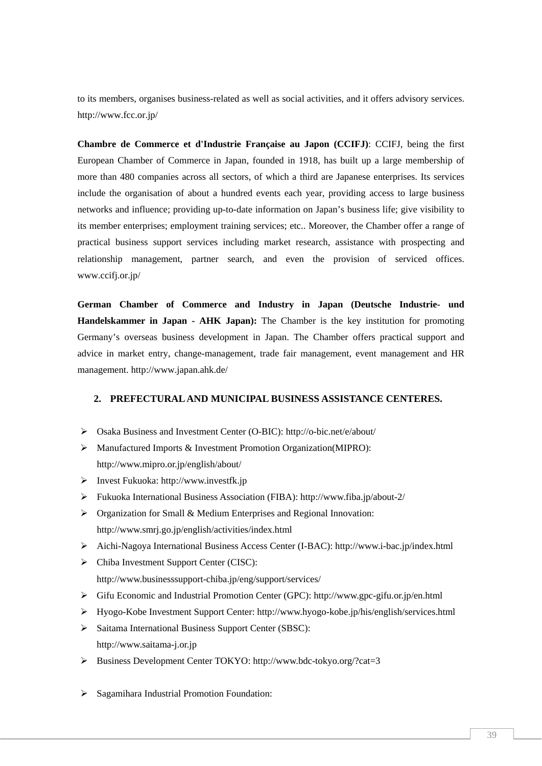to its members, organises business-related as well as social activities, and it offers advisory services. http://www.fcc.or.jp/

**Chambre de Commerce et d'Industrie Française au Japon (CCIFJ)**: CCIFJ, being the first European Chamber of Commerce in Japan, founded in 1918, has built up a large membership of more than 480 companies across all sectors, of which a third are Japanese enterprises. Its services include the organisation of about a hundred events each year, providing access to large business networks and influence; providing up-to-date information on Japan's business life; give visibility to its member enterprises; employment training services; etc.. Moreover, the Chamber offer a range of practical business support services including market research, assistance with prospecting and relationship management, partner search, and even the provision of serviced offices. www.ccifj.or.jp/

**German Chamber of Commerce and Industry in Japan (Deutsche Industrie- und Handelskammer in Japan - AHK Japan):** The Chamber is the key institution for promoting Germany's overseas business development in Japan. The Chamber offers practical support and advice in market entry, change-management, trade fair management, event management and HR management. http://www.japan.ahk.de/

## 2. PREFECTURAL AND MUNICIPAL BUSINESS ASSISTANCE CENTERES.

- Osaka Business and Investment Center (O-BIC): http://o-bic.net/e/about/
- Manufactured Imports & Investment Promotion Organization(MIPRO): http://www.mipro.or.jp/english/about/
- Invest Fukuoka: http://www.investfk.jp
- Fukuoka International Business Association (FIBA): http://www.fiba.jp/about-2/
- Organization for Small & Medium Enterprises and Regional Innovation: http://www.smrj.go.jp/english/activities/index.html
- Aichi-Nagoya International Business Access Center (I-BAC): http://www.i-bac.jp/index.html
- Chiba Investment Support Center (CISC): http://www.businesssupport-chiba.jp/eng/support/services/
- Gifu Economic and Industrial Promotion Center (GPC): http://www.gpc-gifu.or.jp/en.html
- Hyogo-Kobe Investment Support Center: http://www.hyogo-kobe.jp/his/english/services.html
- Saitama International Business Support Center (SBSC): http://www.saitama-j.or.jp
- Business Development Center TOKYO: http://www.bdc-tokyo.org/?cat=3
- Sagamihara Industrial Promotion Foundation: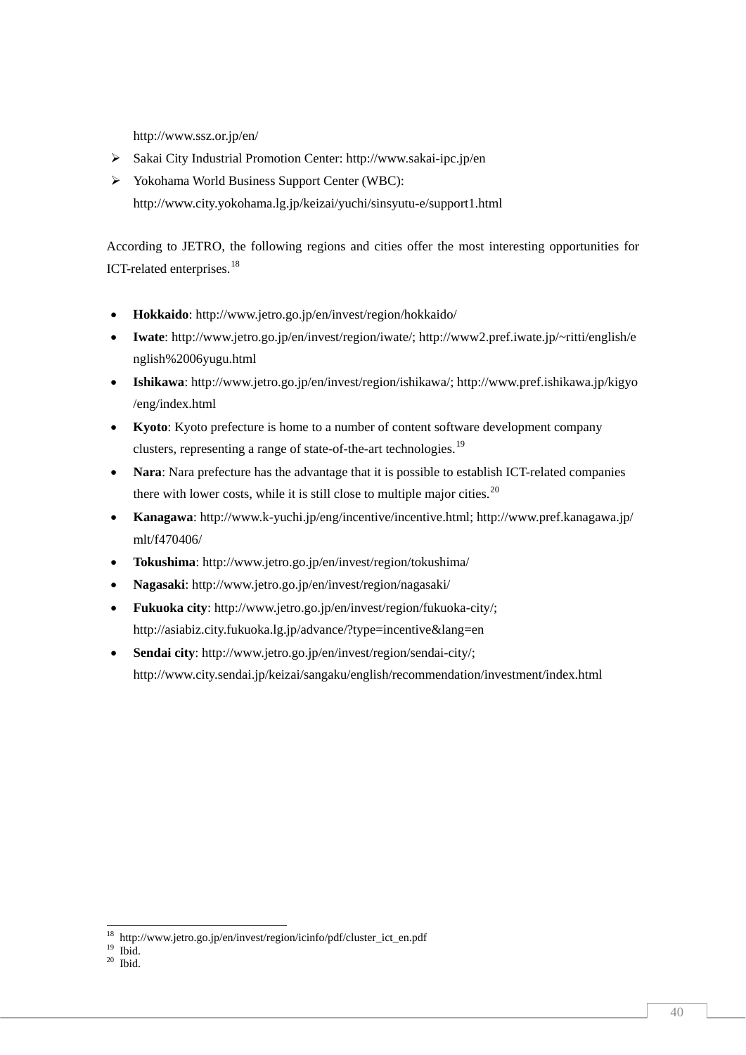http://www.ssz.or.jp/en/

- Sakai City Industrial Promotion Center: http://www.sakai-ipc.jp/en
- Yokohama World Business Support Center (WBC): http://www.city.yokohama.lg.jp/keizai/yuchi/sinsyutu-e/support1.html

According to JETRO, the following regions and cities offer the most interesting opportunities for ICT-related enterprises.[18]

- **Hokkaido**: http://www.jetro.go.jp/en/invest/region/hokkaido/
- **Iwate**: http://www.jetro.go.jp/en/invest/region/iwate/; http://www2.pref.iwate.jp/~ritti/english/english%2006yugu.html
- **Ishikawa**: http://www.jetro.go.jp/en/invest/region/ishikawa/; http://www.pref.ishikawa.jp/kigyo/eng/index.html
- **Kyoto**: Kyoto prefecture is home to a number of content software development company clusters, representing a range of state-of-the-art technologies.[19]
- **Nara**: Nara prefecture has the advantage that it is possible to establish ICT-related companies there with lower costs, while it is still close to multiple major cities.[20]
- **Kanagawa**: http://www.k-yuchi.jp/eng/incentive/incentive.html; http://www.pref.kanagawa.jp/mlt/f470406/
- **Tokushima**: http://www.jetro.go.jp/en/invest/region/tokushima/
- **Nagasaki**: http://www.jetro.go.jp/en/invest/region/nagasaki/
- **Fukuoka city**: http://www.jetro.go.jp/en/invest/region/fukuoka-city/; http://asiabiz.city.fukuoka.lg.jp/advance/?type=incentive&lang=en
- **Sendai city**: http://www.jetro.go.jp/en/invest/region/sendai-city/; http://www.city.sendai.jp/keizai/sangaku/english/recommendation/investment/index.html

---

[18] http://www.jetro.go.jp/en/invest/region/icinfo/pdf/cluster_ict_en.pdf
[19] Ibid.
[20] Ibid.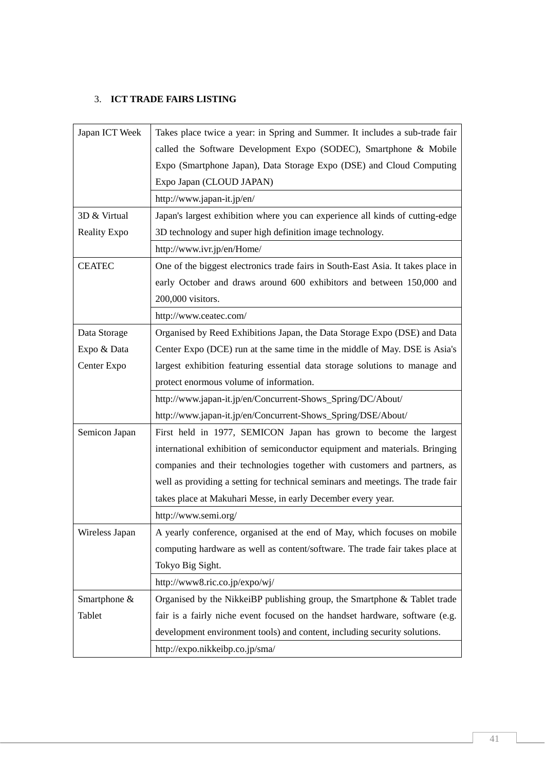## 3. ICT TRADE FAIRS LISTING

| | |
|---|---|
| Japan ICT Week | Takes place twice a year: in Spring and Summer. It includes a sub-trade fair called the Software Development Expo (SODEC), Smartphone & Mobile Expo (Smartphone Japan), Data Storage Expo (DSE) and Cloud Computing Expo Japan (CLOUD JAPAN) |
| | http://www.japan-it.jp/en/ |
| 3D & Virtual Reality Expo | Japan's largest exhibition where you can experience all kinds of cutting-edge 3D technology and super high definition image technology. |
| | http://www.ivr.jp/en/Home/ |
| CEATEC | One of the biggest electronics trade fairs in South-East Asia. It takes place in early October and draws around 600 exhibitors and between 150,000 and 200,000 visitors. |
| | http://www.ceatec.com/ |
| Data Storage Expo & Data Center Expo | Organised by Reed Exhibitions Japan, the Data Storage Expo (DSE) and Data Center Expo (DCE) run at the same time in the middle of May. DSE is Asia's largest exhibition featuring essential data storage solutions to manage and protect enormous volume of information. |
| | http://www.japan-it.jp/en/Concurrent-Shows_Spring/DC/About/ http://www.japan-it.jp/en/Concurrent-Shows_Spring/DSE/About/ |
| Semicon Japan | First held in 1977, SEMICON Japan has grown to become the largest international exhibition of semiconductor equipment and materials. Bringing companies and their technologies together with customers and partners, as well as providing a setting for technical seminars and meetings. The trade fair takes place at Makuhari Messe, in early December every year. |
| | http://www.semi.org/ |
| Wireless Japan | A yearly conference, organised at the end of May, which focuses on mobile computing hardware as well as content/software. The trade fair takes place at Tokyo Big Sight. |
| | http://www8.ric.co.jp/expo/wj/ |
| Smartphone & Tablet | Organised by the NikkeiBP publishing group, the Smartphone & Tablet trade fair is a fairly niche event focused on the handset hardware, software (e.g. development environment tools) and content, including security solutions. |
| | http://expo.nikkeibp.co.jp/sma/ |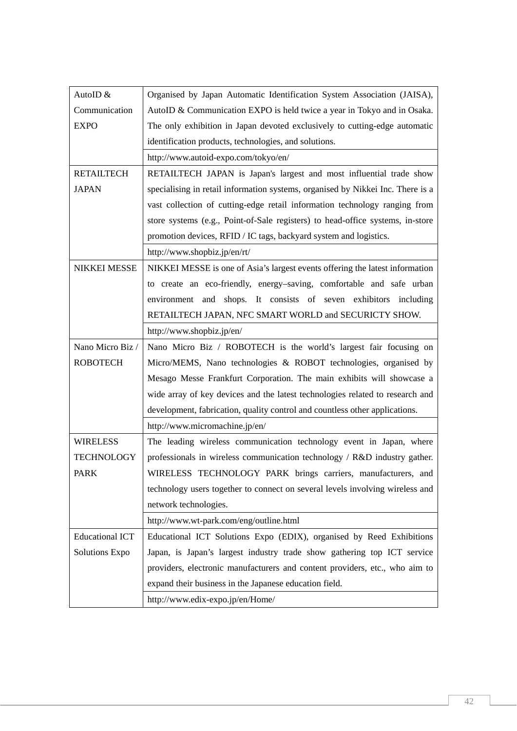| | |
|---|---|
| AutoID & Communication EXPO | Organised by Japan Automatic Identification System Association (JAISA), AutoID & Communication EXPO is held twice a year in Tokyo and in Osaka. The only exhibition in Japan devoted exclusively to cutting-edge automatic identification products, technologies, and solutions. |
| | http://www.autoid-expo.com/tokyo/en/ |
| RETAILTECH JAPAN | RETAILTECH JAPAN is Japan's largest and most influential trade show specialising in retail information systems, organised by Nikkei Inc. There is a vast collection of cutting-edge retail information technology ranging from store systems (e.g., Point-of-Sale registers) to head-office systems, in-store promotion devices, RFID / IC tags, backyard system and logistics. |
| | http://www.shopbiz.jp/en/rt/ |
| NIKKEI MESSE | NIKKEI MESSE is one of Asia’s largest events offering the latest information to create an eco-friendly, energy–saving, comfortable and safe urban environment and shops. It consists of seven exhibitors including RETAILTECH JAPAN, NFC SMART WORLD and SECURICTY SHOW. |
| | http://www.shopbiz.jp/en/ |
| Nano Micro Biz / ROBOTECH | Nano Micro Biz / ROBOTECH is the world’s largest fair focusing on Micro/MEMS, Nano technologies & ROBOT technologies, organised by Mesago Messe Frankfurt Corporation. The main exhibits will showcase a wide array of key devices and the latest technologies related to research and development, fabrication, quality control and countless other applications. |
| | http://www.micromachine.jp/en/ |
| WIRELESS TECHNOLOGY PARK | The leading wireless communication technology event in Japan, where professionals in wireless communication technology / R&D industry gather. WIRELESS TECHNOLOGY PARK brings carriers, manufacturers, and technology users together to connect on several levels involving wireless and network technologies. |
| | http://www.wt-park.com/eng/outline.html |
| Educational ICT Solutions Expo | Educational ICT Solutions Expo (EDIX), organised by Reed Exhibitions Japan, is Japan’s largest industry trade show gathering top ICT service providers, electronic manufacturers and content providers, etc., who aim to expand their business in the Japanese education field. |
| | http://www.edix-expo.jp/en/Home/ |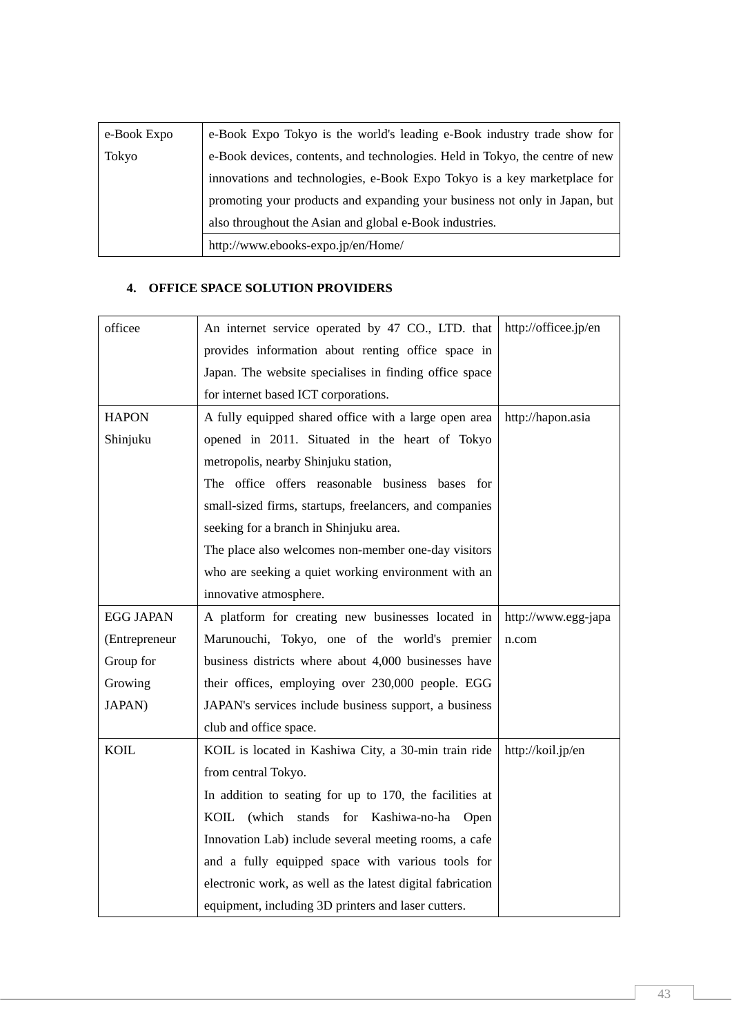| | |
|---|---|
| e-Book Expo Tokyo | e-Book Expo Tokyo is the world's leading e-Book industry trade show for e-Book devices, contents, and technologies. Held in Tokyo, the centre of new innovations and technologies, e-Book Expo Tokyo is a key marketplace for promoting your products and expanding your business not only in Japan, but also throughout the Asian and global e-Book industries. |
| | http://www.ebooks-expo.jp/en/Home/ |

**4. OFFICE SPACE SOLUTION PROVIDERS**

| | | |
|---|---|---|
| officee | An internet service operated by 47 CO., LTD. that provides information about renting office space in Japan. The website specialises in finding office space for internet based ICT corporations. | http://officee.jp/en |
| HAPON Shinjuku | A fully equipped shared office with a large open area opened in 2011. Situated in the heart of Tokyo metropolis, nearby Shinjuku station,<br>The office offers reasonable business bases for small-sized firms, startups, freelancers, and companies seeking for a branch in Shinjuku area.<br>The place also welcomes non-member one-day visitors who are seeking a quiet working environment with an innovative atmosphere. | http://hapon.asia |
| EGG JAPAN (Entrepreneur Group for Growing JAPAN) | A platform for creating new businesses located in Marunouchi, Tokyo, one of the world's premier business districts where about 4,000 businesses have their offices, employing over 230,000 people. EGG JAPAN's services include business support, a business club and office space. | http://www.egg-japan.com |
| KOIL | KOIL is located in Kashiwa City, a 30-min train ride from central Tokyo.<br>In addition to seating for up to 170, the facilities at KOIL (which stands for Kashiwa-no-ha Open Innovation Lab) include several meeting rooms, a cafe and a fully equipped space with various tools for electronic work, as well as the latest digital fabrication equipment, including 3D printers and laser cutters. | http://koil.jp/en |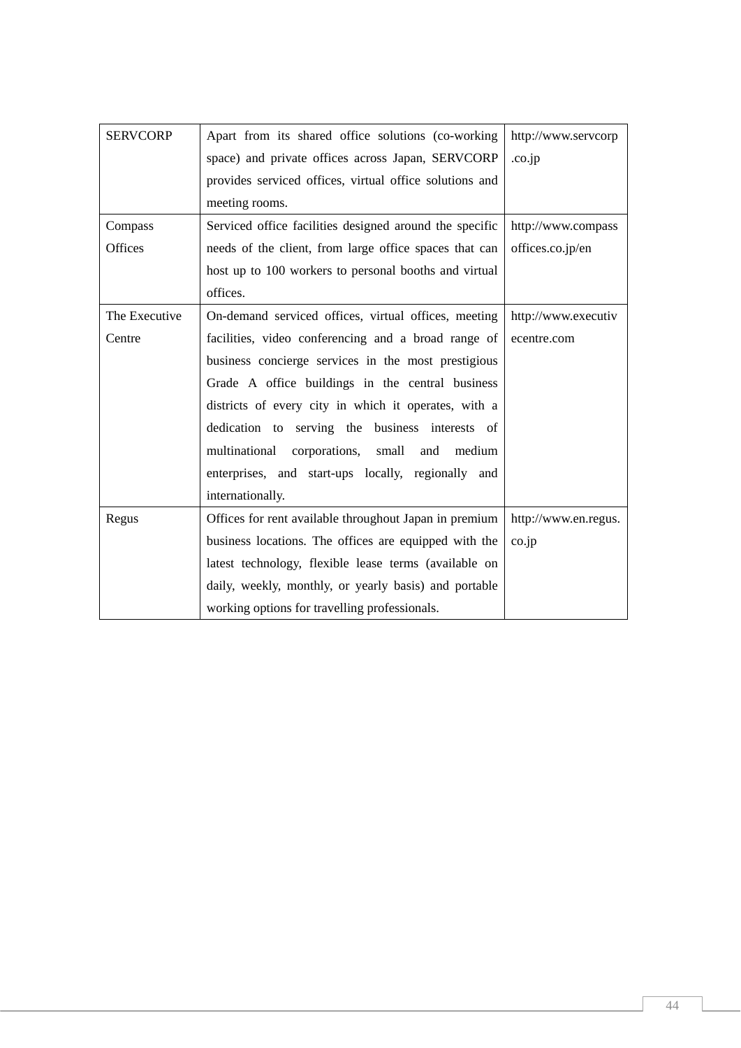| | | |
|---|---|---|
| SERVCORP | Apart from its shared office solutions (co-working space) and private offices across Japan, SERVCORP provides serviced offices, virtual office solutions and meeting rooms. | http://www.servcorp.co.jp |
| Compass Offices | Serviced office facilities designed around the specific needs of the client, from large office spaces that can host up to 100 workers to personal booths and virtual offices. | http://www.compassoffices.co.jp/en |
| The Executive Centre | On-demand serviced offices, virtual offices, meeting facilities, video conferencing and a broad range of business concierge services in the most prestigious Grade A office buildings in the central business districts of every city in which it operates, with a dedication to serving the business interests of multinational corporations, small and medium enterprises, and start-ups locally, regionally and internationally. | http://www.executivecentre.com |
| Regus | Offices for rent available throughout Japan in premium business locations. The offices are equipped with the latest technology, flexible lease terms (available on daily, weekly, monthly, or yearly basis) and portable working options for travelling professionals. | http://www.en.regus.co.jp |